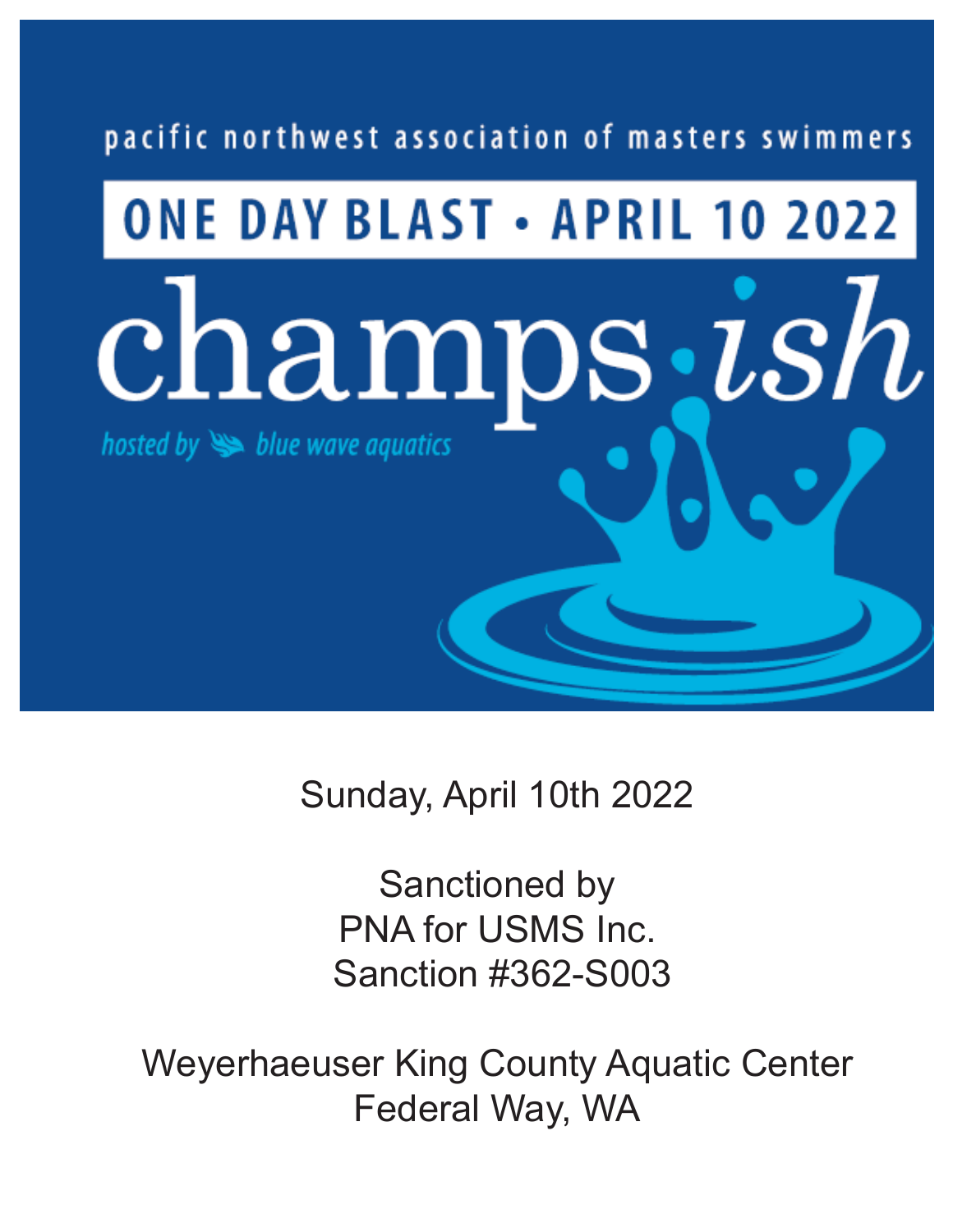pacific northwest association of masters swimmers

# ONE DAY BLAST • APRIL 10 2022

# champs·*ish*

*hosted by blue wave aquatics*

Sunday, April 10th 2022

Sanctioned by
PNA for USMS Inc.
Sanction #362-S003

Weyerhaeuser King County Aquatic Center
Federal Way, WA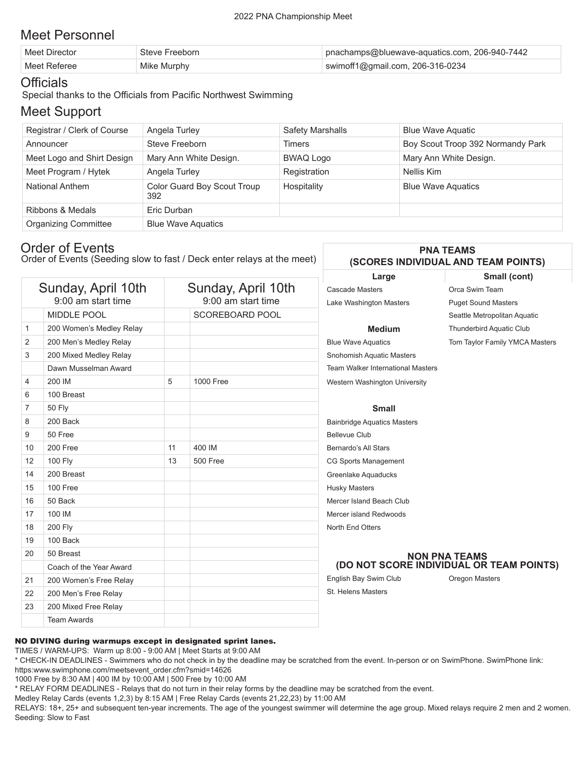# Meet Personnel

| Meet Director | Steve Freeborn | pnachamps@bluewave-aquatics.com, 206-940-7442 |
|---|---|---|
| Meet Referee | Mike Murphy | swimoff1@gmail.com, 206-316-0234 |

# Officials

Special thanks to the Officials from Pacific Northwest Swimming

# Meet Support

| Registrar / Clerk of Course | Angela Turley | Safety Marshalls | Blue Wave Aquatic |
|---|---|---|---|
| Announcer | Steve Freeborn | Timers | Boy Scout Troop 392 Normandy Park |
| Meet Logo and Shirt Design | Mary Ann White Design. | BWAQ Logo | Mary Ann White Design. |
| Meet Program / Hytek | Angela Turley | Registration | Nellis Kim |
| National Anthem | Color Guard Boy Scout Troup 392 | Hospitality | Blue Wave Aquatics |
| Ribbons & Medals | Eric Durban | | |
| Organizing Committee | Blue Wave Aquatics | | |

# Order of Events

Order of Events (Seeding slow to fast / Deck enter relays at the meet)

| Sunday, April 10th 9:00 am start time | | Sunday, April 10th 9:00 am start time | |
|---|---|---|---|
| | MIDDLE POOL | | SCOREBOARD POOL |
| 1 | 200 Women's Medley Relay | | |
| 2 | 200 Men's Medley Relay | | |
| 3 | 200 Mixed Medley Relay | | |
| | Dawn Musselman Award | | |
| 4 | 200 IM | 5 | 1000 Free |
| 6 | 100 Breast | | |
| 7 | 50 Fly | | |
| 8 | 200 Back | | |
| 9 | 50 Free | | |
| 10 | 200 Free | 11 | 400 IM |
| 12 | 100 Fly | 13 | 500 Free |
| 14 | 200 Breast | | |
| 15 | 100 Free | | |
| 16 | 50 Back | | |
| 17 | 100 IM | | |
| 18 | 200 Fly | | |
| 19 | 100 Back | | |
| 20 | 50 Breast | | |
| | Coach of the Year Award | | |
| 21 | 200 Women's Free Relay | | |
| 22 | 200 Men's Free Relay | | |
| 23 | 200 Mixed Free Relay | | |
| | Team Awards | | |

## PNA TEAMS (SCORES INDIVIDUAL AND TEAM POINTS)

**Large**
- Cascade Masters
- Lake Washington Masters

**Medium**
- Blue Wave Aquatics
- Snohomish Aquatic Masters
- Team Walker International Masters
- Western Washington University

**Small**
- Bainbridge Aquatics Masters
- Bellevue Club
- Bernardo's All Stars
- CG Sports Management
- Greenlake Aquaducks
- Husky Masters
- Mercer Island Beach Club
- Mercer island Redwoods
- North End Otters

**Small (cont)**
- Orca Swim Team
- Puget Sound Masters
- Seattle Metropolitan Aquatic
- Thunderbird Aquatic Club
- Tom Taylor Family YMCA Masters

## NON PNA TEAMS (DO NOT SCORE INDIVIDUAL OR TEAM POINTS)

- English Bay Swim Club
- St. Helens Masters
- Oregon Masters

**NO DIVING during warmups except in designated sprint lanes.**

TIMES / WARM-UPS: Warm up 8:00 - 9:00 AM | Meet Starts at 9:00 AM

* CHECK-IN DEADLINES - Swimmers who do not check in by the deadline may be scratched from the event. In-person or on SwimPhone. SwimPhone link: https:www.swimphone.com/meetsevent_order.cfm?smid=14626

1000 Free by 8:30 AM | 400 IM by 10:00 AM | 500 Free by 10:00 AM

* RELAY FORM DEADLINES - Relays that do not turn in their relay forms by the deadline may be scratched from the event.

Medley Relay Cards (events 1,2,3) by 8:15 AM | Free Relay Cards (events 21,22,23) by 11:00 AM

RELAYS: 18+, 25+ and subsequent ten-year increments. The age of the youngest swimmer will determine the age group. Mixed relays require 2 men and 2 women.

Seeding: Slow to Fast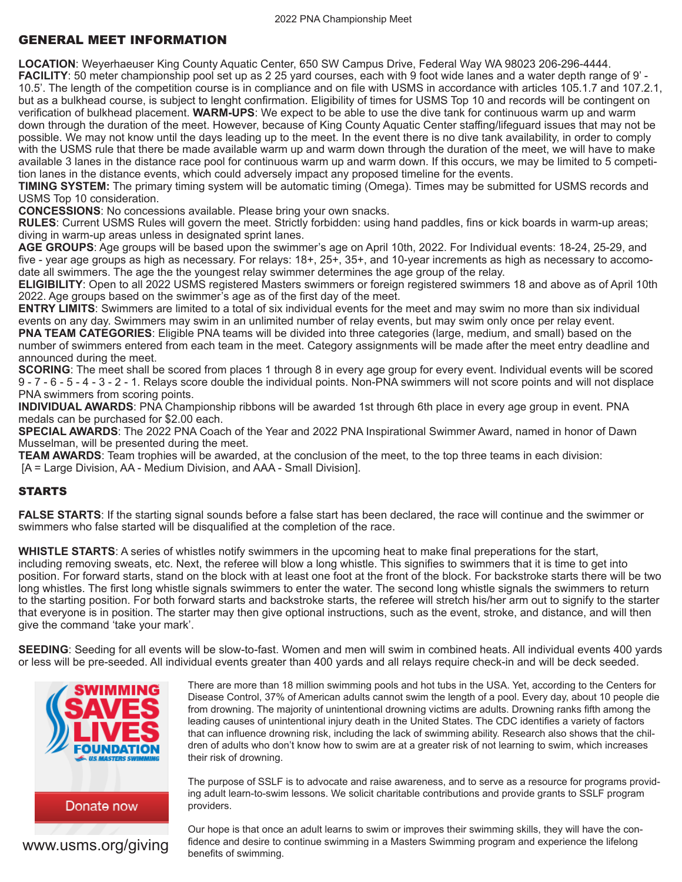# GENERAL MEET INFORMATION

**LOCATION**: Weyerhaeuser King County Aquatic Center, 650 SW Campus Drive, Federal Way WA 98023 206-296-4444.
**FACILITY**: 50 meter championship pool set up as 2 25 yard courses, each with 9 foot wide lanes and a water depth range of 9' - 10.5'. The length of the competition course is in compliance and on file with USMS in accordance with articles 105.1.7 and 107.2.1, but as a bulkhead course, is subject to lenght confirmation. Eligibility of times for USMS Top 10 and records will be contingent on verification of bulkhead placement. **WARM-UPS**: We expect to be able to use the dive tank for continuous warm up and warm down through the duration of the meet. However, because of King County Aquatic Center staffing/lifeguard issues that may not be possible. We may not know until the days leading up to the meet. In the event there is no dive tank availability, in order to comply with the USMS rule that there be made available warm up and warm down through the duration of the meet, we will have to make available 3 lanes in the distance race pool for continuous warm up and warm down. If this occurs, we may be limited to 5 competition lanes in the distance events, which could adversely impact any proposed timeline for the events.
**TIMING SYSTEM:** The primary timing system will be automatic timing (Omega). Times may be submitted for USMS records and USMS Top 10 consideration.
**CONCESSIONS**: No concessions available. Please bring your own snacks.
**RULES**: Current USMS Rules will govern the meet. Strictly forbidden: using hand paddles, fins or kick boards in warm-up areas; diving in warm-up areas unless in designated sprint lanes.
**AGE GROUPS**: Age groups will be based upon the swimmer's age on April 10th, 2022. For Individual events: 18-24, 25-29, and five - year age groups as high as necessary. For relays: 18+, 25+, 35+, and 10-year increments as high as necessary to accomodate all swimmers. The age the the youngest relay swimmer determines the age group of the relay.
**ELIGIBILITY**: Open to all 2022 USMS registered Masters swimmers or foreign registered swimmers 18 and above as of April 10th 2022. Age groups based on the swimmer's age as of the first day of the meet.
**ENTRY LIMITS**: Swimmers are limited to a total of six individual events for the meet and may swim no more than six individual events on any day. Swimmers may swim in an unlimited number of relay events, but may swim only once per relay event.
**PNA TEAM CATEGORIES**: Eligible PNA teams will be divided into three categories (large, medium, and small) based on the number of swimmers entered from each team in the meet. Category assignments will be made after the meet entry deadline and announced during the meet.
**SCORING**: The meet shall be scored from places 1 through 8 in every age group for every event. Individual events will be scored 9 - 7 - 6 - 5 - 4 - 3 - 2 - 1. Relays score double the individual points. Non-PNA swimmers will not score points and will not displace PNA swimmers from scoring points.
**INDIVIDUAL AWARDS**: PNA Championship ribbons will be awarded 1st through 6th place in every age group in event. PNA medals can be purchased for $2.00 each.
**SPECIAL AWARDS**: The 2022 PNA Coach of the Year and 2022 PNA Inspirational Swimmer Award, named in honor of Dawn Musselman, will be presented during the meet.
**TEAM AWARDS**: Team trophies will be awarded, at the conclusion of the meet, to the top three teams in each division:
[A = Large Division, AA - Medium Division, and AAA - Small Division].

# STARTS

**FALSE STARTS**: If the starting signal sounds before a false start has been declared, the race will continue and the swimmer or swimmers who false started will be disqualified at the completion of the race.

**WHISTLE STARTS**: A series of whistles notify swimmers in the upcoming heat to make final preperations for the start, including removing sweats, etc. Next, the referee will blow a long whistle. This signifies to swimmers that it is time to get into position. For forward starts, stand on the block with at least one foot at the front of the block. For backstroke starts there will be two long whistles. The first long whistle signals swimmers to enter the water. The second long whistle signals the swimmers to return to the starting position. For both forward starts and backstroke starts, the referee will stretch his/her arm out to signify to the starter that everyone is in position. The starter may then give optional instructions, such as the event, stroke, and distance, and will then give the command 'take your mark'.

**SEEDING**: Seeding for all events will be slow-to-fast. Women and men will swim in combined heats. All individual events 400 yards or less will be pre-seeded. All individual events greater than 400 yards and all relays require check-in and will be deck seeded.

SWIMMING SAVES LIVES FOUNDATION
US MASTERS SWIMMING
Donate now
www.usms.org/giving

There are more than 18 million swimming pools and hot tubs in the USA. Yet, according to the Centers for Disease Control, 37% of American adults cannot swim the length of a pool. Every day, about 10 people die from drowning. The majority of unintentional drowning victims are adults. Drowning ranks fifth among the leading causes of unintentional injury death in the United States. The CDC identifies a variety of factors that can influence drowning risk, including the lack of swimming ability. Research also shows that the children of adults who don't know how to swim are at a greater risk of not learning to swim, which increases their risk of drowning.

The purpose of SSLF is to advocate and raise awareness, and to serve as a resource for programs providing adult learn-to-swim lessons. We solicit charitable contributions and provide grants to SSLF program providers.

Our hope is that once an adult learns to swim or improves their swimming skills, they will have the confidence and desire to continue swimming in a Masters Swimming program and experience the lifelong benefits of swimming.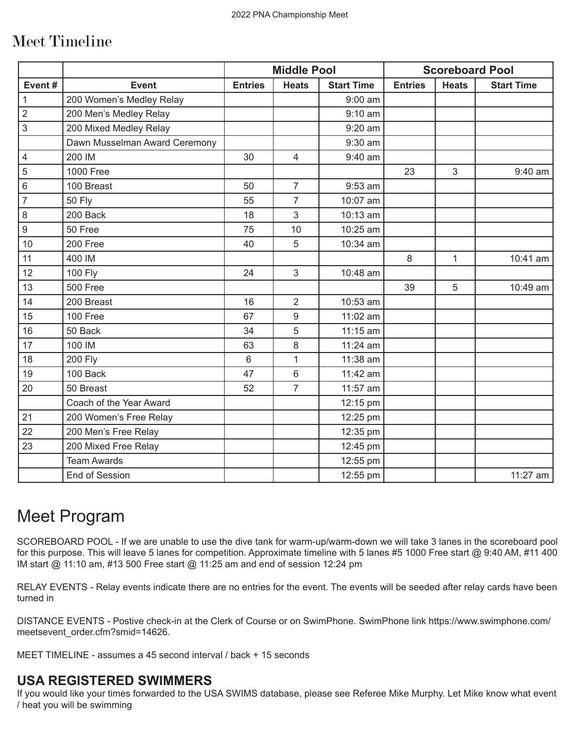# Meet Timeline

| | | Middle Pool | | | Scoreboard Pool | | |
|---|---|---|---|---|---|---|---|
| **Event #** | **Event** | **Entries** | **Heats** | **Start Time** | **Entries** | **Heats** | **Start Time** |
| 1 | 200 Women's Medley Relay | | | 9:00 am | | | |
| 2 | 200 Men's Medley Relay | | | 9:10 am | | | |
| 3 | 200 Mixed Medley Relay | | | 9:20 am | | | |
| | Dawn Musselman Award Ceremony | | | 9:30 am | | | |
| 4 | 200 IM | 30 | 4 | 9:40 am | | | |
| 5 | 1000 Free | | | | 23 | 3 | 9:40 am |
| 6 | 100 Breast | 50 | 7 | 9:53 am | | | |
| 7 | 50 Fly | 55 | 7 | 10:07 am | | | |
| 8 | 200 Back | 18 | 3 | 10:13 am | | | |
| 9 | 50 Free | 75 | 10 | 10:25 am | | | |
| 10 | 200 Free | 40 | 5 | 10:34 am | | | |
| 11 | 400 IM | | | | 8 | 1 | 10:41 am |
| 12 | 100 Fly | 24 | 3 | 10:48 am | | | |
| 13 | 500 Free | | | | 39 | 5 | 10:49 am |
| 14 | 200 Breast | 16 | 2 | 10:53 am | | | |
| 15 | 100 Free | 67 | 9 | 11:02 am | | | |
| 16 | 50 Back | 34 | 5 | 11:15 am | | | |
| 17 | 100 IM | 63 | 8 | 11:24 am | | | |
| 18 | 200 Fly | 6 | 1 | 11:38 am | | | |
| 19 | 100 Back | 47 | 6 | 11:42 am | | | |
| 20 | 50 Breast | 52 | 7 | 11:57 am | | | |
| | Coach of the Year Award | | | 12:15 pm | | | |
| 21 | 200 Women's Free Relay | | | 12:25 pm | | | |
| 22 | 200 Men's Free Relay | | | 12:35 pm | | | |
| 23 | 200 Mixed Free Relay | | | 12:45 pm | | | |
| | Team Awards | | | 12:55 pm | | | |
| | End of Session | | | 12:55 pm | | | 11:27 am |

# Meet Program

SCOREBOARD POOL - If we are unable to use the dive tank for warm-up/warm-down we will take 3 lanes in the scoreboard pool for this purpose. This will leave 5 lanes for competition. Approximate timeline with 5 lanes #5 1000 Free start @ 9:40 AM, #11 400 IM start @ 11:10 am, #13 500 Free start @ 11:25 am and end of session 12:24 pm

RELAY EVENTS - Relay events indicate there are no entries for the event. The events will be seeded after relay cards have been turned in

DISTANCE EVENTS - Postive check-in at the Clerk of Course or on SwimPhone. SwimPhone link https://www.swimphone.com/meetsevent_order.cfm?smid=14626.

MEET TIMELINE - assumes a 45 second interval / back + 15 seconds

## USA REGISTERED SWIMMERS

If you would like your times forwarded to the USA SWIMS database, please see Referee Mike Murphy. Let Mike know what event / heat you will be swimming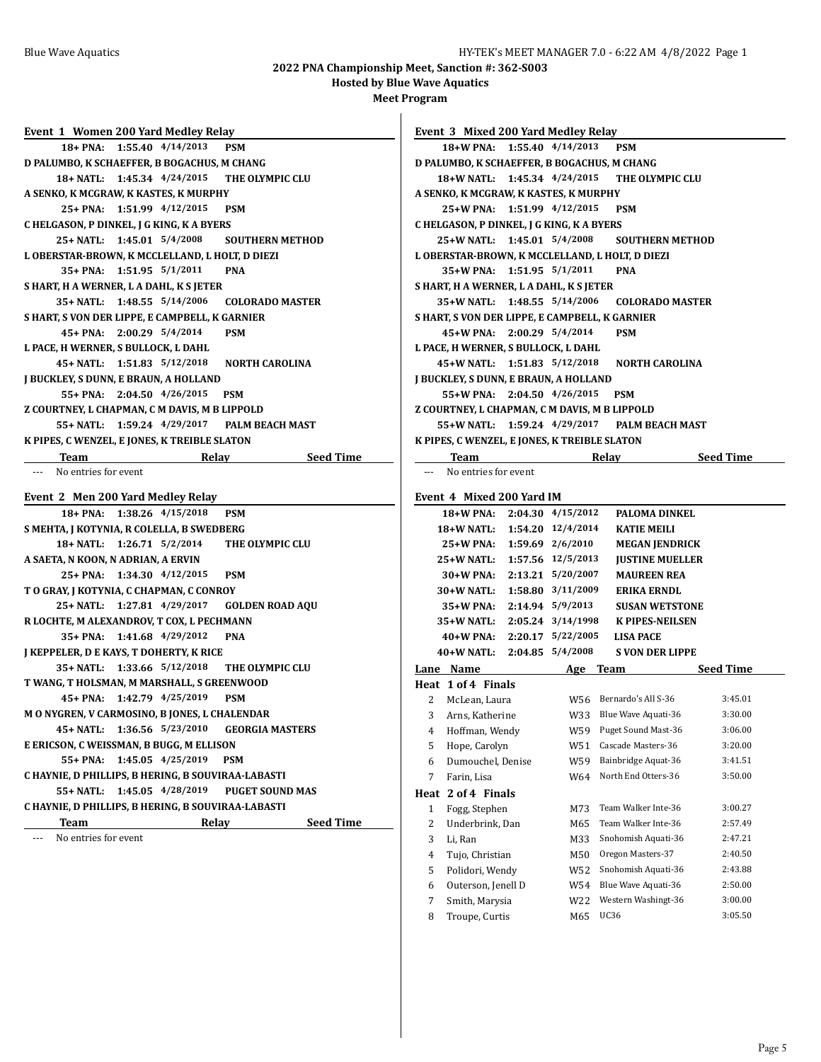Blue Wave Aquatics

HY-TEK's MEET MANAGER 7.0 - 6:22 AM 4/8/2022 Page 1

**2022 PNA Championship Meet, Sanction #: 362-S003**

**Hosted by Blue Wave Aquatics**

**Meet Program**

### Event 1 Women 200 Yard Medley Relay

**18+ PNA: 1:55.40 4/14/2013 PSM**
D PALUMBO, K SCHAEFFER, B BOGACHUS, M CHANG

**18+ NATL: 1:45.34 4/24/2015 THE OLYMPIC CLU**
A SENKO, K MCGRAW, K KASTES, K MURPHY

**25+ PNA: 1:51.99 4/12/2015 PSM**
C HELGASON, P DINKEL, J G KING, K A BYERS

**25+ NATL: 1:45.01 5/4/2008 SOUTHERN METHOD**
L OBERSTAR-BROWN, K MCCLELLAND, L HOLT, D DIEZI

**35+ PNA: 1:51.95 5/1/2011 PNA**
S HART, H A WERNER, L A DAHL, K S JETER

**35+ NATL: 1:48.55 5/14/2006 COLORADO MASTER**
S HART, S VON DER LIPPE, E CAMPBELL, K GARNIER

**45+ PNA: 2:00.29 5/4/2014 PSM**
L PACE, H WERNER, S BULLOCK, L DAHL

**45+ NATL: 1:51.83 5/12/2018 NORTH CAROLINA**
J BUCKLEY, S DUNN, E BRAUN, A HOLLAND

**55+ PNA: 2:04.50 4/26/2015 PSM**
Z COURTNEY, L CHAPMAN, C M DAVIS, M B LIPPOLD

**55+ NATL: 1:59.24 4/29/2017 PALM BEACH MAST**
K PIPES, C WENZEL, E JONES, K TREIBLE SLATON

| Team | Relay | Seed Time |
|---|---|---|
| --- No entries for event | | |

### Event 2 Men 200 Yard Medley Relay

**18+ PNA: 1:38.26 4/15/2018 PSM**
S MEHTA, J KOTYNIA, R COLELLA, B SWEDBERG

**18+ NATL: 1:26.71 5/2/2014 THE OLYMPIC CLU**
A SAETA, N KOON, N ADRIAN, A ERVIN

**25+ PNA: 1:34.30 4/12/2015 PSM**
T O GRAY, J KOTYNIA, C CHAPMAN, C CONROY

**25+ NATL: 1:27.81 4/29/2017 GOLDEN ROAD AQU**
R LOCHTE, M ALEXANDROV, T COX, L PECHMANN

**35+ PNA: 1:41.68 4/29/2012 PNA**
J KEPPELER, D E KAYS, T DOHERTY, K RICE

**35+ NATL: 1:33.66 5/12/2018 THE OLYMPIC CLU**
T WANG, T HOLSMAN, M MARSHALL, S GREENWOOD

**45+ PNA: 1:42.79 4/25/2019 PSM**
M O NYGREN, V CARMOSINO, B JONES, L CHALENDAR

**45+ NATL: 1:36.56 5/23/2010 GEORGIA MASTERS**
E ERICSON, C WEISSMAN, B BUGG, M ELLISON

**55+ PNA: 1:45.05 4/25/2019 PSM**
C HAYNIE, D PHILLIPS, B HERING, B SOUVIRAA-LABASTI

**55+ NATL: 1:45.05 4/28/2019 PUGET SOUND MAS**
C HAYNIE, D PHILLIPS, B HERING, B SOUVIRAA-LABASTI

| Team | Relay | Seed Time |
|---|---|---|
| --- No entries for event | | |

### Event 3 Mixed 200 Yard Medley Relay

**18+W PNA: 1:55.40 4/14/2013 PSM**
D PALUMBO, K SCHAEFFER, B BOGACHUS, M CHANG

**18+W NATL: 1:45.34 4/24/2015 THE OLYMPIC CLU**
A SENKO, K MCGRAW, K KASTES, K MURPHY

**25+W PNA: 1:51.99 4/12/2015 PSM**
C HELGASON, P DINKEL, J G KING, K A BYERS

**25+W NATL: 1:45.01 5/4/2008 SOUTHERN METHOD**
L OBERSTAR-BROWN, K MCCLELLAND, L HOLT, D DIEZI

**35+W PNA: 1:51.95 5/1/2011 PNA**
S HART, H A WERNER, L A DAHL, K S JETER

**35+W NATL: 1:48.55 5/14/2006 COLORADO MASTER**
S HART, S VON DER LIPPE, E CAMPBELL, K GARNIER

**45+W PNA: 2:00.29 5/4/2014 PSM**
L PACE, H WERNER, S BULLOCK, L DAHL

**45+W NATL: 1:51.83 5/12/2018 NORTH CAROLINA**
J BUCKLEY, S DUNN, E BRAUN, A HOLLAND

**55+W PNA: 2:04.50 4/26/2015 PSM**
Z COURTNEY, L CHAPMAN, C M DAVIS, M B LIPPOLD

**55+W NATL: 1:59.24 4/29/2017 PALM BEACH MAST**
K PIPES, C WENZEL, E JONES, K TREIBLE SLATON

| Team | Relay | Seed Time |
|---|---|---|
| --- No entries for event | | |

### Event 4 Mixed 200 Yard IM

| Record | Time | Date | Name |
|---|---|---|---|
| 18+W PNA: | 2:04.30 | 4/15/2012 | PALOMA DINKEL |
| 18+W NATL: | 1:54.20 | 12/4/2014 | KATIE MEILI |
| 25+W PNA: | 1:59.69 | 2/6/2010 | MEGAN JENDRICK |
| 25+W NATL: | 1:57.56 | 12/5/2013 | JUSTINE MUELLER |
| 30+W PNA: | 2:13.21 | 5/20/2007 | MAUREEN REA |
| 30+W NATL: | 1:58.80 | 3/11/2009 | ERIKA ERNDL |
| 35+W PNA: | 2:14.94 | 5/9/2013 | SUSAN WETSTONE |
| 35+W NATL: | 2:05.24 | 3/14/1998 | K PIPES-NEILSEN |
| 40+W PNA: | 2:20.17 | 5/22/2005 | LISA PACE |
| 40+W NATL: | 2:04.85 | 5/4/2008 | S VON DER LIPPE |

| Lane | Name | Age | Team | Seed Time |
|---|---|---|---|---|
| **Heat 1 of 4 Finals** | | | | |
| 2 | McLean, Laura | W56 | Bernardo's All S-36 | 3:45.01 |
| 3 | Arns, Katherine | W33 | Blue Wave Aquati-36 | 3:30.00 |
| 4 | Hoffman, Wendy | W59 | Puget Sound Mast-36 | 3:06.00 |
| 5 | Hope, Carolyn | W51 | Cascade Masters-36 | 3:20.00 |
| 6 | Dumouchel, Denise | W59 | Bainbridge Aquat-36 | 3:41.51 |
| 7 | Farin, Lisa | W64 | North End Otters-36 | 3:50.00 |
| **Heat 2 of 4 Finals** | | | | |
| 1 | Fogg, Stephen | M73 | Team Walker Inte-36 | 3:00.27 |
| 2 | Underbrink, Dan | M65 | Team Walker Inte-36 | 2:57.49 |
| 3 | Li, Ran | M33 | Snohomish Aquati-36 | 2:47.21 |
| 4 | Tujo, Christian | M50 | Oregon Masters-37 | 2:40.50 |
| 5 | Polidori, Wendy | W52 | Snohomish Aquati-36 | 2:43.88 |
| 6 | Outerson, Jenell D | W54 | Blue Wave Aquati-36 | 2:50.00 |
| 7 | Smith, Marysia | W22 | Western Washingt-36 | 3:00.00 |
| 8 | Troupe, Curtis | M65 | UC36 | 3:05.50 |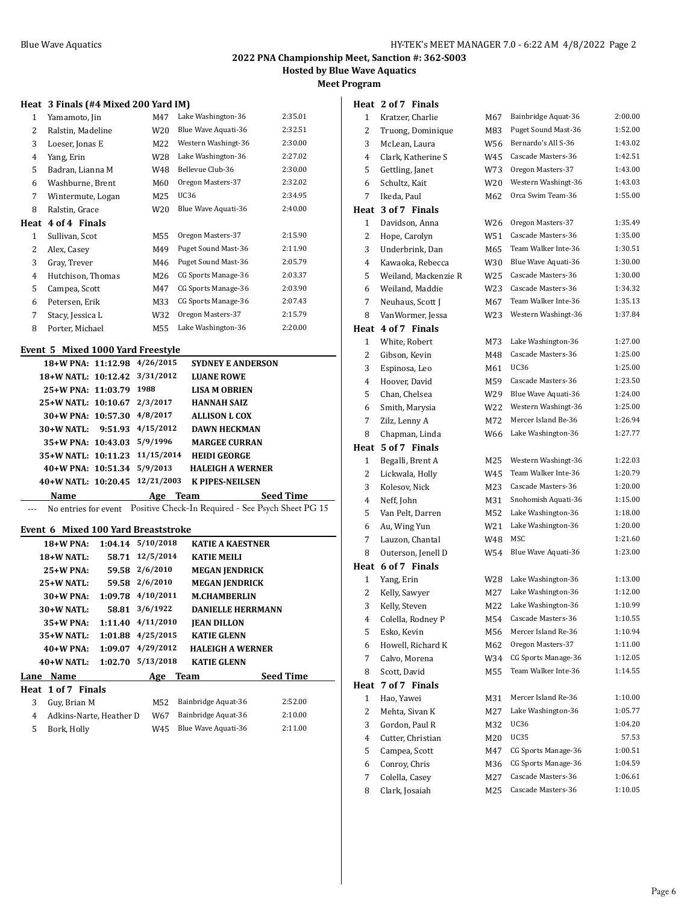## 2022 PNA Championship Meet, Sanction #: 362-S003

**Hosted by Blue Wave Aquatics**

**Meet Program**

### Heat 3 Finals (#4 Mixed 200 Yard IM)

| Lane | Name | Age | Team | Seed Time |
|---|---|---|---|---|
| 1 | Yamamoto, Jin | M47 | Lake Washington-36 | 2:35.01 |
| 2 | Ralstin, Madeline | W20 | Blue Wave Aquati-36 | 2:32.51 |
| 3 | Loeser, Jonas E | M22 | Western Washingt-36 | 2:30.00 |
| 4 | Yang, Erin | W28 | Lake Washington-36 | 2:27.02 |
| 5 | Badran, Lianna M | W48 | Bellevue Club-36 | 2:30.00 |
| 6 | Washburne, Brent | M60 | Oregon Masters-37 | 2:32.02 |
| 7 | Wintermute, Logan | M25 | UC36 | 2:34.95 |
| 8 | Ralstin, Grace | W20 | Blue Wave Aquati-36 | 2:40.00 |

### Heat 4 of 4 Finals

| Lane | Name | Age | Team | Seed Time |
|---|---|---|---|---|
| 1 | Sullivan, Scot | M55 | Oregon Masters-37 | 2:15.90 |
| 2 | Alex, Casey | M49 | Puget Sound Mast-36 | 2:11.90 |
| 3 | Gray, Trever | M46 | Puget Sound Mast-36 | 2:05.79 |
| 4 | Hutchison, Thomas | M26 | CG Sports Manage-36 | 2:03.37 |
| 5 | Campea, Scott | M47 | CG Sports Manage-36 | 2:03.90 |
| 6 | Petersen, Erik | M33 | CG Sports Manage-36 | 2:07.43 |
| 7 | Stacy, Jessica L | W32 | Oregon Masters-37 | 2:15.79 |
| 8 | Porter, Michael | M55 | Lake Washington-36 | 2:20.00 |

## Event 5 Mixed 1000 Yard Freestyle

| Record | Time | Date | Holder |
|---|---|---|---|
| 18+W PNA: | 11:12.98 | 4/26/2015 | SYDNEY E ANDERSON |
| 18+W NATL: | 10:12.42 | 3/31/2012 | LUANE ROWE |
| 25+W PNA: | 11:03.79 | 1988 | LISA M OBRIEN |
| 25+W NATL: | 10:10.67 | 2/3/2017 | HANNAH SAIZ |
| 30+W PNA: | 10:57.30 | 4/8/2017 | ALLISON L COX |
| 30+W NATL: | 9:51.93 | 4/15/2012 | DAWN HECKMAN |
| 35+W PNA: | 10:43.03 | 5/9/1996 | MARGEE CURRAN |
| 35+W NATL: | 10:11.23 | 11/15/2014 | HEIDI GEORGE |
| 40+W PNA: | 10:51.34 | 5/9/2013 | HALEIGH A WERNER |
| 40+W NATL: | 10:20.45 | 12/21/2003 | K PIPES-NEILSEN |

| | Name | Age | Team | Seed Time |
|---|---|---|---|---|
| --- | No entries for event | | Positive Check-In Required - See Psych Sheet PG 15 | |

## Event 6 Mixed 100 Yard Breaststroke

| Record | Time | Date | Holder |
|---|---|---|---|
| 18+W PNA: | 1:04.14 | 5/10/2018 | KATIE A KAESTNER |
| 18+W NATL: | 58.71 | 12/5/2014 | KATIE MEILI |
| 25+W PNA: | 59.58 | 2/6/2010 | MEGAN JENDRICK |
| 25+W NATL: | 59.58 | 2/6/2010 | MEGAN JENDRICK |
| 30+W PNA: | 1:09.78 | 4/10/2011 | M.CHAMBERLIN |
| 30+W NATL: | 58.81 | 3/6/1922 | DANIELLE HERRMANN |
| 35+W PNA: | 1:11.40 | 4/11/2010 | JEAN DILLON |
| 35+W NATL: | 1:01.88 | 4/25/2015 | KATIE GLENN |
| 40+W PNA: | 1:09.07 | 4/29/2012 | HALEIGH A WERNER |
| 40+W NATL: | 1:02.70 | 5/13/2018 | KATIE GLENN |

### Heat 1 of 7 Finals

| Lane | Name | Age | Team | Seed Time |
|---|---|---|---|---|
| 3 | Guy, Brian M | M52 | Bainbridge Aquat-36 | 2:52.00 |
| 4 | Adkins-Narte, Heather D | W67 | Bainbridge Aquat-36 | 2:10.00 |
| 5 | Bork, Holly | W45 | Blue Wave Aquati-36 | 2:11.00 |

### Heat 2 of 7 Finals

| Lane | Name | Age | Team | Seed Time |
|---|---|---|---|---|
| 1 | Kratzer, Charlie | M67 | Bainbridge Aquat-36 | 2:00.00 |
| 2 | Truong, Dominique | M83 | Puget Sound Mast-36 | 1:52.00 |
| 3 | McLean, Laura | W56 | Bernardo's All S-36 | 1:43.02 |
| 4 | Clark, Katherine S | W45 | Cascade Masters-36 | 1:42.51 |
| 5 | Gettling, Janet | W73 | Oregon Masters-37 | 1:43.00 |
| 6 | Schultz, Kait | W20 | Western Washingt-36 | 1:43.03 |
| 7 | Ikeda, Paul | M62 | Orca Swim Team-36 | 1:55.00 |

### Heat 3 of 7 Finals

| Lane | Name | Age | Team | Seed Time |
|---|---|---|---|---|
| 1 | Davidson, Anna | W26 | Oregon Masters-37 | 1:35.49 |
| 2 | Hope, Carolyn | W51 | Cascade Masters-36 | 1:35.00 |
| 3 | Underbrink, Dan | M65 | Team Walker Inte-36 | 1:30.51 |
| 4 | Kawaoka, Rebecca | W30 | Blue Wave Aquati-36 | 1:30.00 |
| 5 | Weiland, Mackenzie R | W25 | Cascade Masters-36 | 1:30.00 |
| 6 | Weiland, Maddie | W23 | Cascade Masters-36 | 1:34.32 |
| 7 | Neuhaus, Scott J | M67 | Team Walker Inte-36 | 1:35.13 |
| 8 | VanWormer, Jessa | W23 | Western Washingt-36 | 1:37.84 |

### Heat 4 of 7 Finals

| Lane | Name | Age | Team | Seed Time |
|---|---|---|---|---|
| 1 | White, Robert | M73 | Lake Washington-36 | 1:27.00 |
| 2 | Gibson, Kevin | M48 | Cascade Masters-36 | 1:25.00 |
| 3 | Espinosa, Leo | M61 | UC36 | 1:25.00 |
| 4 | Hoover, David | M59 | Cascade Masters-36 | 1:23.50 |
| 5 | Chan, Chelsea | W29 | Blue Wave Aquati-36 | 1:24.00 |
| 6 | Smith, Marysia | W22 | Western Washingt-36 | 1:25.00 |
| 7 | Zilz, Lenny A | M72 | Mercer Island Be-36 | 1:26.94 |
| 8 | Chapman, Linda | W66 | Lake Washington-36 | 1:27.77 |

### Heat 5 of 7 Finals

| Lane | Name | Age | Team | Seed Time |
|---|---|---|---|---|
| 1 | Begalli, Brent A | M25 | Western Washingt-36 | 1:22.03 |
| 2 | Lickwala, Holly | W45 | Team Walker Inte-36 | 1:20.79 |
| 3 | Kolesov, Nick | M23 | Cascade Masters-36 | 1:20.00 |
| 4 | Neff, John | M31 | Snohomish Aquati-36 | 1:15.00 |
| 5 | Van Pelt, Darren | M52 | Lake Washington-36 | 1:18.00 |
| 6 | Au, Wing Yun | W21 | Lake Washington-36 | 1:20.00 |
| 7 | Lauzon, Chantal | W48 | MSC | 1:21.60 |
| 8 | Outerson, Jenell D | W54 | Blue Wave Aquati-36 | 1:23.00 |

### Heat 6 of 7 Finals

| Lane | Name | Age | Team | Seed Time |
|---|---|---|---|---|
| 1 | Yang, Erin | W28 | Lake Washington-36 | 1:13.00 |
| 2 | Kelly, Sawyer | M27 | Lake Washington-36 | 1:12.00 |
| 3 | Kelly, Steven | M22 | Lake Washington-36 | 1:10.99 |
| 4 | Colella, Rodney P | M54 | Cascade Masters-36 | 1:10.55 |
| 5 | Esko, Kevin | M56 | Mercer Island Re-36 | 1:10.94 |
| 6 | Howell, Richard K | M62 | Oregon Masters-37 | 1:11.00 |
| 7 | Calvo, Morena | W34 | CG Sports Manage-36 | 1:12.05 |
| 8 | Scott, David | M55 | Team Walker Inte-36 | 1:14.55 |

### Heat 7 of 7 Finals

| Lane | Name | Age | Team | Seed Time |
|---|---|---|---|---|
| 1 | Hao, Yawei | M31 | Mercer Island Re-36 | 1:10.00 |
| 2 | Mehta, Sivan K | M27 | Lake Washington-36 | 1:05.77 |
| 3 | Gordon, Paul R | M32 | UC36 | 1:04.20 |
| 4 | Cutter, Christian | M20 | UC35 | 57.53 |
| 5 | Campea, Scott | M47 | CG Sports Manage-36 | 1:00.51 |
| 6 | Conroy, Chris | M36 | CG Sports Manage-36 | 1:04.59 |
| 7 | Colella, Casey | M27 | Cascade Masters-36 | 1:06.61 |
| 8 | Clark, Josaiah | M25 | Cascade Masters-36 | 1:10.05 |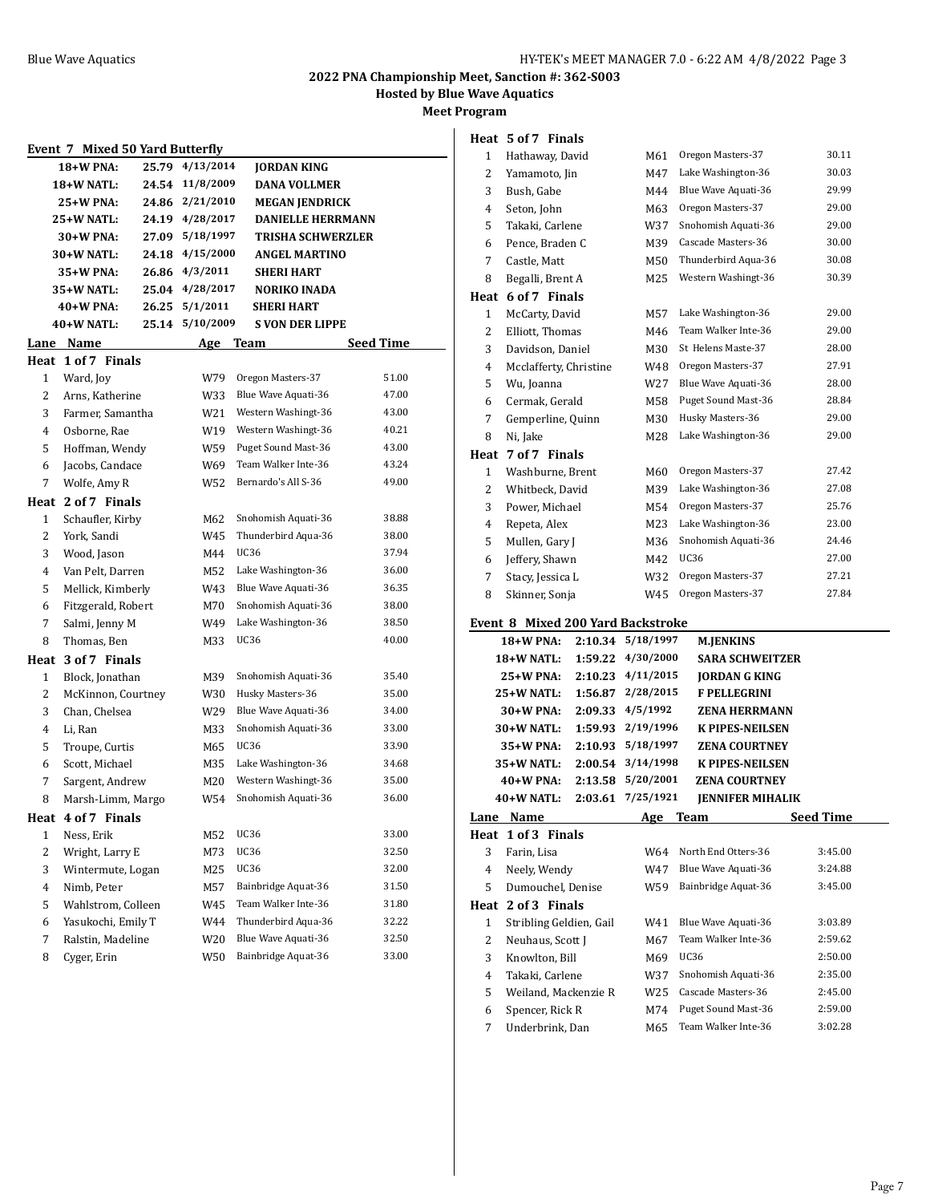## 2022 PNA Championship Meet, Sanction #: 362-S003

### Hosted by Blue Wave Aquatics

### Meet Program

### Event 7 Mixed 50 Yard Butterfly

| Record | Time | Date | Name |
|---|---|---|---|
| 18+W PNA: | 25.79 | 4/13/2014 | JORDAN KING |
| 18+W NATL: | 24.54 | 11/8/2009 | DANA VOLLMER |
| 25+W PNA: | 24.86 | 2/21/2010 | MEGAN JENDRICK |
| 25+W NATL: | 24.19 | 4/28/2017 | DANIELLE HERRMANN |
| 30+W PNA: | 27.09 | 5/18/1997 | TRISHA SCHWERZLER |
| 30+W NATL: | 24.18 | 4/15/2000 | ANGEL MARTINO |
| 35+W PNA: | 26.86 | 4/3/2011 | SHERI HART |
| 35+W NATL: | 25.04 | 4/28/2017 | NORIKO INADA |
| 40+W PNA: | 26.25 | 5/1/2011 | SHERI HART |
| 40+W NATL: | 25.14 | 5/10/2009 | S VON DER LIPPE |

| Lane | Name | Age | Team | Seed Time |
|---|---|---|---|---|
| **Heat 1 of 7 Finals** | | | | |
| 1 | Ward, Joy | W79 | Oregon Masters-37 | 51.00 |
| 2 | Arns, Katherine | W33 | Blue Wave Aquati-36 | 47.00 |
| 3 | Farmer, Samantha | W21 | Western Washingt-36 | 43.00 |
| 4 | Osborne, Rae | W19 | Western Washingt-36 | 40.21 |
| 5 | Hoffman, Wendy | W59 | Puget Sound Mast-36 | 43.00 |
| 6 | Jacobs, Candace | W69 | Team Walker Inte-36 | 43.24 |
| 7 | Wolfe, Amy R | W52 | Bernardo's All S-36 | 49.00 |
| **Heat 2 of 7 Finals** | | | | |
| 1 | Schaufler, Kirby | M62 | Snohomish Aquati-36 | 38.88 |
| 2 | York, Sandi | W45 | Thunderbird Aqua-36 | 38.00 |
| 3 | Wood, Jason | M44 | UC36 | 37.94 |
| 4 | Van Pelt, Darren | M52 | Lake Washington-36 | 36.00 |
| 5 | Mellick, Kimberly | W43 | Blue Wave Aquati-36 | 36.35 |
| 6 | Fitzgerald, Robert | M70 | Snohomish Aquati-36 | 38.00 |
| 7 | Salmi, Jenny M | W49 | Lake Washington-36 | 38.50 |
| 8 | Thomas, Ben | M33 | UC36 | 40.00 |
| **Heat 3 of 7 Finals** | | | | |
| 1 | Block, Jonathan | M39 | Snohomish Aquati-36 | 35.40 |
| 2 | McKinnon, Courtney | W30 | Husky Masters-36 | 35.00 |
| 3 | Chan, Chelsea | W29 | Blue Wave Aquati-36 | 34.00 |
| 4 | Li, Ran | M33 | Snohomish Aquati-36 | 33.00 |
| 5 | Troupe, Curtis | M65 | UC36 | 33.90 |
| 6 | Scott, Michael | M35 | Lake Washington-36 | 34.68 |
| 7 | Sargent, Andrew | M20 | Western Washingt-36 | 35.00 |
| 8 | Marsh-Limm, Margo | W54 | Snohomish Aquati-36 | 36.00 |
| **Heat 4 of 7 Finals** | | | | |
| 1 | Ness, Erik | M52 | UC36 | 33.00 |
| 2 | Wright, Larry E | M73 | UC36 | 32.50 |
| 3 | Wintermute, Logan | M25 | UC36 | 32.00 |
| 4 | Nimb, Peter | M57 | Bainbridge Aquat-36 | 31.50 |
| 5 | Wahlstrom, Colleen | W45 | Team Walker Inte-36 | 31.80 |
| 6 | Yasukochi, Emily T | W44 | Thunderbird Aqua-36 | 32.22 |
| 7 | Ralstin, Madeline | W20 | Blue Wave Aquati-36 | 32.50 |
| 8 | Cyger, Erin | W50 | Bainbridge Aquat-36 | 33.00 |
| **Heat 5 of 7 Finals** | | | | |
| 1 | Hathaway, David | M61 | Oregon Masters-37 | 30.11 |
| 2 | Yamamoto, Jin | M47 | Lake Washington-36 | 30.03 |
| 3 | Bush, Gabe | M44 | Blue Wave Aquati-36 | 29.99 |
| 4 | Seton, John | M63 | Oregon Masters-37 | 29.00 |
| 5 | Takaki, Carlene | W37 | Snohomish Aquati-36 | 29.00 |
| 6 | Pence, Braden C | M39 | Cascade Masters-36 | 30.00 |
| 7 | Castle, Matt | M50 | Thunderbird Aqua-36 | 30.08 |
| 8 | Begalli, Brent A | M25 | Western Washingt-36 | 30.39 |
| **Heat 6 of 7 Finals** | | | | |
| 1 | McCarty, David | M57 | Lake Washington-36 | 29.00 |
| 2 | Elliott, Thomas | M46 | Team Walker Inte-36 | 29.00 |
| 3 | Davidson, Daniel | M30 | St Helens Maste-37 | 28.00 |
| 4 | Mcclafferty, Christine | W48 | Oregon Masters-37 | 27.91 |
| 5 | Wu, Joanna | W27 | Blue Wave Aquati-36 | 28.00 |
| 6 | Cermak, Gerald | M58 | Puget Sound Mast-36 | 28.84 |
| 7 | Gemperline, Quinn | M30 | Husky Masters-36 | 29.00 |
| 8 | Ni, Jake | M28 | Lake Washington-36 | 29.00 |
| **Heat 7 of 7 Finals** | | | | |
| 1 | Washburne, Brent | M60 | Oregon Masters-37 | 27.42 |
| 2 | Whitbeck, David | M39 | Lake Washington-36 | 27.08 |
| 3 | Power, Michael | M54 | Oregon Masters-37 | 25.76 |
| 4 | Repeta, Alex | M23 | Lake Washington-36 | 23.00 |
| 5 | Mullen, Gary J | M36 | Snohomish Aquati-36 | 24.46 |
| 6 | Jeffery, Shawn | M42 | UC36 | 27.00 |
| 7 | Stacy, Jessica L | W32 | Oregon Masters-37 | 27.21 |
| 8 | Skinner, Sonja | W45 | Oregon Masters-37 | 27.84 |

### Event 8 Mixed 200 Yard Backstroke

| Record | Time | Date | Name |
|---|---|---|---|
| 18+W PNA: | 2:10.34 | 5/18/1997 | M.JENKINS |
| 18+W NATL: | 1:59.22 | 4/30/2000 | SARA SCHWEITZER |
| 25+W PNA: | 2:10.23 | 4/11/2015 | JORDAN G KING |
| 25+W NATL: | 1:56.87 | 2/28/2015 | F PELLEGRINI |
| 30+W PNA: | 2:09.33 | 4/5/1992 | ZENA HERRMANN |
| 30+W NATL: | 1:59.93 | 2/19/1996 | K PIPES-NEILSEN |
| 35+W PNA: | 2:10.93 | 5/18/1997 | ZENA COURTNEY |
| 35+W NATL: | 2:00.54 | 3/14/1998 | K PIPES-NEILSEN |
| 40+W PNA: | 2:13.58 | 5/20/2001 | ZENA COURTNEY |
| 40+W NATL: | 2:03.61 | 7/25/1921 | JENNIFER MIHALIK |

| Lane | Name | Age | Team | Seed Time |
|---|---|---|---|---|
| **Heat 1 of 3 Finals** | | | | |
| 3 | Farin, Lisa | W64 | North End Otters-36 | 3:45.00 |
| 4 | Neely, Wendy | W47 | Blue Wave Aquati-36 | 3:24.88 |
| 5 | Dumouchel, Denise | W59 | Bainbridge Aquat-36 | 3:45.00 |
| **Heat 2 of 3 Finals** | | | | |
| 1 | Stribling Geldien, Gail | W41 | Blue Wave Aquati-36 | 3:03.89 |
| 2 | Neuhaus, Scott J | M67 | Team Walker Inte-36 | 2:59.62 |
| 3 | Knowlton, Bill | M69 | UC36 | 2:50.00 |
| 4 | Takaki, Carlene | W37 | Snohomish Aquati-36 | 2:35.00 |
| 5 | Weiland, Mackenzie R | W25 | Cascade Masters-36 | 2:45.00 |
| 6 | Spencer, Rick R | M74 | Puget Sound Mast-36 | 2:59.00 |
| 7 | Underbrink, Dan | M65 | Team Walker Inte-36 | 3:02.28 |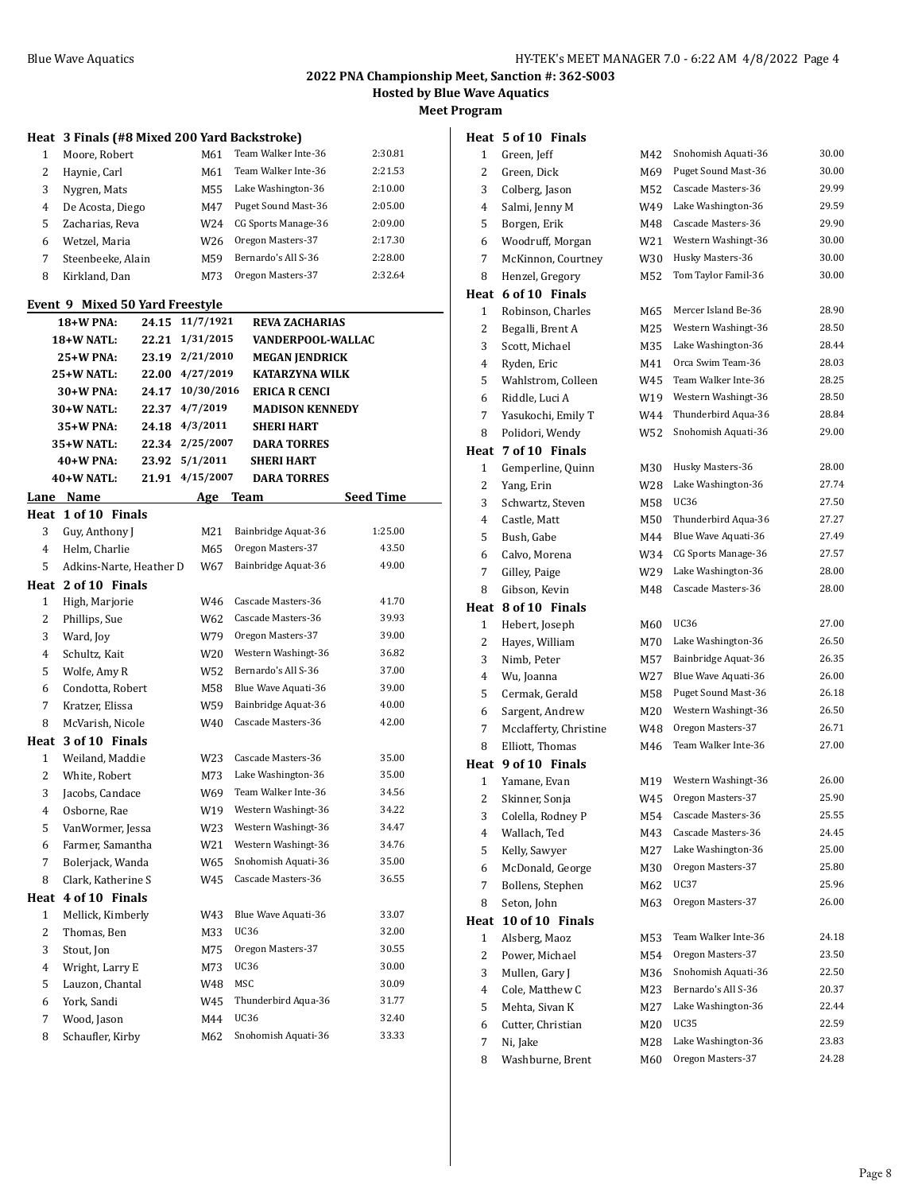## 2022 PNA Championship Meet, Sanction #: 362-S003

### Hosted by Blue Wave Aquatics

### Meet Program

#### Heat 3 Finals (#8 Mixed 200 Yard Backstroke)

| Lane | Name | Age | Team | Seed Time |
|---|---|---|---|---|
| 1 | Moore, Robert | M61 | Team Walker Inte-36 | 2:30.81 |
| 2 | Haynie, Carl | M61 | Team Walker Inte-36 | 2:21.53 |
| 3 | Nygren, Mats | M55 | Lake Washington-36 | 2:10.00 |
| 4 | De Acosta, Diego | M47 | Puget Sound Mast-36 | 2:05.00 |
| 5 | Zacharias, Reva | W24 | CG Sports Manage-36 | 2:09.00 |
| 6 | Wetzel, Maria | W26 | Oregon Masters-37 | 2:17.30 |
| 7 | Steenbeeke, Alain | M59 | Bernardo's All S-36 | 2:28.00 |
| 8 | Kirkland, Dan | M73 | Oregon Masters-37 | 2:32.64 |

### Event 9 Mixed 50 Yard Freestyle

| | | | |
|---|---|---|---|
| **18+W PNA:** | **24.15** | **11/7/1921** | **REVA ZACHARIAS** |
| **18+W NATL:** | **22.21** | **1/31/2015** | **VANDERPOOL-WALLAC** |
| **25+W PNA:** | **23.19** | **2/21/2010** | **MEGAN JENDRICK** |
| **25+W NATL:** | **22.00** | **4/27/2019** | **KATARZYNA WILK** |
| **30+W PNA:** | **24.17** | **10/30/2016** | **ERICA R CENCI** |
| **30+W NATL:** | **22.37** | **4/7/2019** | **MADISON KENNEDY** |
| **35+W PNA:** | **24.18** | **4/3/2011** | **SHERI HART** |
| **35+W NATL:** | **22.34** | **2/25/2007** | **DARA TORRES** |
| **40+W PNA:** | **23.92** | **5/1/2011** | **SHERI HART** |
| **40+W NATL:** | **21.91** | **4/15/2007** | **DARA TORRES** |

| Lane | Name | Age | Team | Seed Time |
|---|---|---|---|---|
| **Heat 1 of 10 Finals** | | | | |
| 3 | Guy, Anthony J | M21 | Bainbridge Aquat-36 | 1:25.00 |
| 4 | Helm, Charlie | M65 | Oregon Masters-37 | 43.50 |
| 5 | Adkins-Narte, Heather D | W67 | Bainbridge Aquat-36 | 49.00 |
| **Heat 2 of 10 Finals** | | | | |
| 1 | High, Marjorie | W46 | Cascade Masters-36 | 41.70 |
| 2 | Phillips, Sue | W62 | Cascade Masters-36 | 39.93 |
| 3 | Ward, Joy | W79 | Oregon Masters-37 | 39.00 |
| 4 | Schultz, Kait | W20 | Western Washingt-36 | 36.82 |
| 5 | Wolfe, Amy R | W52 | Bernardo's All S-36 | 37.00 |
| 6 | Condotta, Robert | M58 | Blue Wave Aquati-36 | 39.00 |
| 7 | Kratzer, Elissa | W59 | Bainbridge Aquat-36 | 40.00 |
| 8 | McVarish, Nicole | W40 | Cascade Masters-36 | 42.00 |
| **Heat 3 of 10 Finals** | | | | |
| 1 | Weiland, Maddie | W23 | Cascade Masters-36 | 35.00 |
| 2 | White, Robert | M73 | Lake Washington-36 | 35.00 |
| 3 | Jacobs, Candace | W69 | Team Walker Inte-36 | 34.56 |
| 4 | Osborne, Rae | W19 | Western Washingt-36 | 34.22 |
| 5 | VanWormer, Jessa | W23 | Western Washingt-36 | 34.47 |
| 6 | Farmer, Samantha | W21 | Western Washingt-36 | 34.76 |
| 7 | Bolerjack, Wanda | W65 | Snohomish Aquati-36 | 35.00 |
| 8 | Clark, Katherine S | W45 | Cascade Masters-36 | 36.55 |
| **Heat 4 of 10 Finals** | | | | |
| 1 | Mellick, Kimberly | W43 | Blue Wave Aquati-36 | 33.07 |
| 2 | Thomas, Ben | M33 | UC36 | 32.00 |
| 3 | Stout, Jon | M75 | Oregon Masters-37 | 30.55 |
| 4 | Wright, Larry E | M73 | UC36 | 30.00 |
| 5 | Lauzon, Chantal | W48 | MSC | 30.09 |
| 6 | York, Sandi | W45 | Thunderbird Aqua-36 | 31.77 |
| 7 | Wood, Jason | M44 | UC36 | 32.40 |
| 8 | Schaufler, Kirby | M62 | Snohomish Aquati-36 | 33.33 |
| **Heat 5 of 10 Finals** | | | | |
| 1 | Green, Jeff | M42 | Snohomish Aquati-36 | 30.00 |
| 2 | Green, Dick | M69 | Puget Sound Mast-36 | 30.00 |
| 3 | Colberg, Jason | M52 | Cascade Masters-36 | 29.99 |
| 4 | Salmi, Jenny M | W49 | Lake Washington-36 | 29.59 |
| 5 | Borgen, Erik | M48 | Cascade Masters-36 | 29.90 |
| 6 | Woodruff, Morgan | W21 | Western Washingt-36 | 30.00 |
| 7 | McKinnon, Courtney | W30 | Husky Masters-36 | 30.00 |
| 8 | Henzel, Gregory | M52 | Tom Taylor Famil-36 | 30.00 |
| **Heat 6 of 10 Finals** | | | | |
| 1 | Robinson, Charles | M65 | Mercer Island Be-36 | 28.90 |
| 2 | Begalli, Brent A | M25 | Western Washingt-36 | 28.50 |
| 3 | Scott, Michael | M35 | Lake Washington-36 | 28.44 |
| 4 | Ryden, Eric | M41 | Orca Swim Team-36 | 28.03 |
| 5 | Wahlstrom, Colleen | W45 | Team Walker Inte-36 | 28.25 |
| 6 | Riddle, Luci A | W19 | Western Washingt-36 | 28.50 |
| 7 | Yasukochi, Emily T | W44 | Thunderbird Aqua-36 | 28.84 |
| 8 | Polidori, Wendy | W52 | Snohomish Aquati-36 | 29.00 |
| **Heat 7 of 10 Finals** | | | | |
| 1 | Gemperline, Quinn | M30 | Husky Masters-36 | 28.00 |
| 2 | Yang, Erin | W28 | Lake Washington-36 | 27.74 |
| 3 | Schwartz, Steven | M58 | UC36 | 27.50 |
| 4 | Castle, Matt | M50 | Thunderbird Aqua-36 | 27.27 |
| 5 | Bush, Gabe | M44 | Blue Wave Aquati-36 | 27.49 |
| 6 | Calvo, Morena | W34 | CG Sports Manage-36 | 27.57 |
| 7 | Gilley, Paige | W29 | Lake Washington-36 | 28.00 |
| 8 | Gibson, Kevin | M48 | Cascade Masters-36 | 28.00 |
| **Heat 8 of 10 Finals** | | | | |
| 1 | Hebert, Joseph | M60 | UC36 | 27.00 |
| 2 | Hayes, William | M70 | Lake Washington-36 | 26.50 |
| 3 | Nimb, Peter | M57 | Bainbridge Aquat-36 | 26.35 |
| 4 | Wu, Joanna | W27 | Blue Wave Aquati-36 | 26.00 |
| 5 | Cermak, Gerald | M58 | Puget Sound Mast-36 | 26.18 |
| 6 | Sargent, Andrew | M20 | Western Washingt-36 | 26.50 |
| 7 | Mcclafferty, Christine | W48 | Oregon Masters-37 | 26.71 |
| 8 | Elliott, Thomas | M46 | Team Walker Inte-36 | 27.00 |
| **Heat 9 of 10 Finals** | | | | |
| 1 | Yamane, Evan | M19 | Western Washingt-36 | 26.00 |
| 2 | Skinner, Sonja | W45 | Oregon Masters-37 | 25.90 |
| 3 | Colella, Rodney P | M54 | Cascade Masters-36 | 25.55 |
| 4 | Wallach, Ted | M43 | Cascade Masters-36 | 24.45 |
| 5 | Kelly, Sawyer | M27 | Lake Washington-36 | 25.00 |
| 6 | McDonald, George | M30 | Oregon Masters-37 | 25.80 |
| 7 | Bollens, Stephen | M62 | UC37 | 25.96 |
| 8 | Seton, John | M63 | Oregon Masters-37 | 26.00 |
| **Heat 10 of 10 Finals** | | | | |
| 1 | Alsberg, Maoz | M53 | Team Walker Inte-36 | 24.18 |
| 2 | Power, Michael | M54 | Oregon Masters-37 | 23.50 |
| 3 | Mullen, Gary J | M36 | Snohomish Aquati-36 | 22.50 |
| 4 | Cole, Matthew C | M23 | Bernardo's All S-36 | 20.37 |
| 5 | Mehta, Sivan K | M27 | Lake Washington-36 | 22.44 |
| 6 | Cutter, Christian | M20 | UC35 | 22.59 |
| 7 | Ni, Jake | M28 | Lake Washington-36 | 23.83 |
| 8 | Washburne, Brent | M60 | Oregon Masters-37 | 24.28 |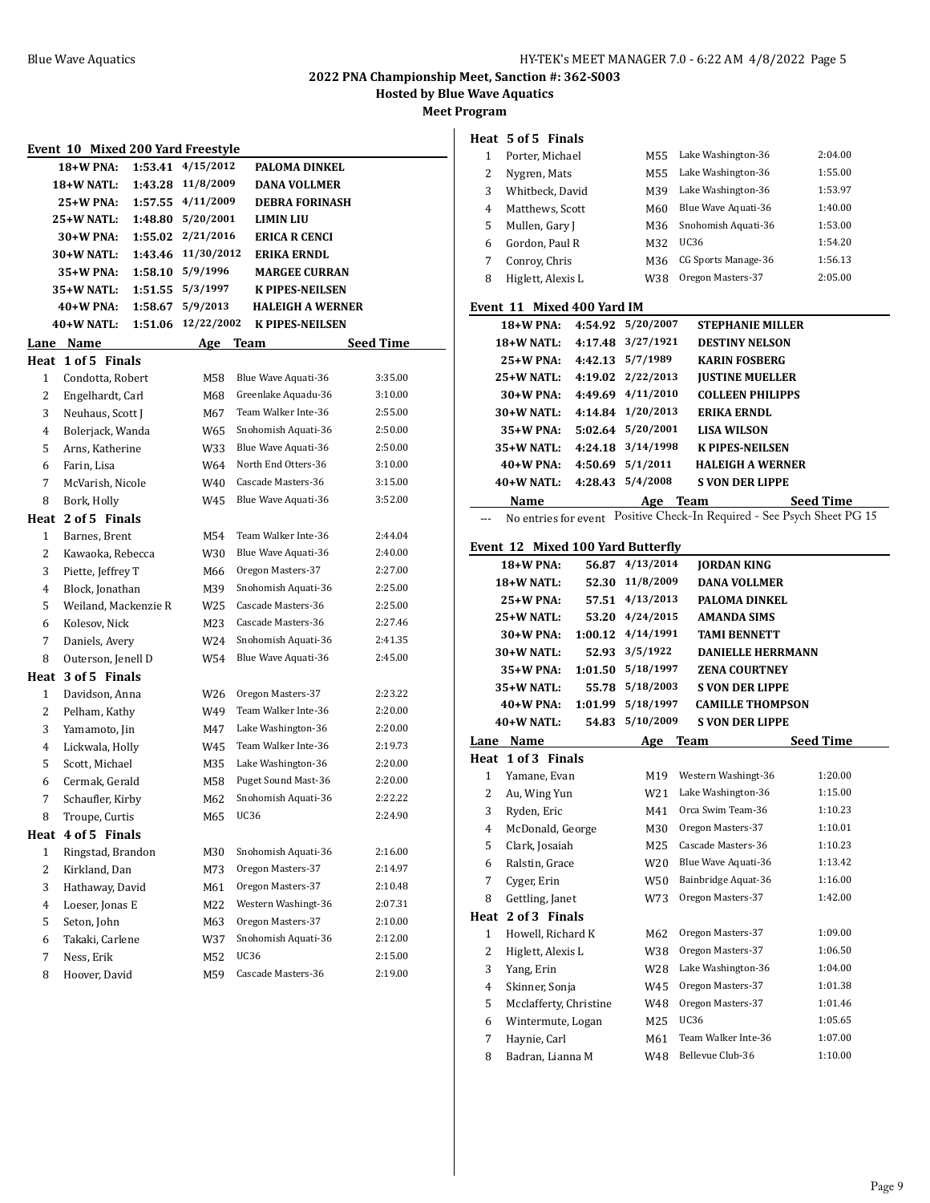**2022 PNA Championship Meet, Sanction #: 362-S003**

**Hosted by Blue Wave Aquatics**

**Meet Program**

## Event 10 Mixed 200 Yard Freestyle

| Record | Time | Date | Name |
|---|---|---|---|
| 18+W PNA: | 1:53.41 | 4/15/2012 | PALOMA DINKEL |
| 18+W NATL: | 1:43.28 | 11/8/2009 | DANA VOLLMER |
| 25+W PNA: | 1:57.55 | 4/11/2009 | DEBRA FORINASH |
| 25+W NATL: | 1:48.80 | 5/20/2001 | LIMIN LIU |
| 30+W PNA: | 1:55.02 | 2/21/2016 | ERICA R CENCI |
| 30+W NATL: | 1:43.46 | 11/30/2012 | ERIKA ERNDL |
| 35+W PNA: | 1:58.10 | 5/9/1996 | MARGEE CURRAN |
| 35+W NATL: | 1:51.55 | 5/3/1997 | K PIPES-NEILSEN |
| 40+W PNA: | 1:58.67 | 5/9/2013 | HALEIGH A WERNER |
| 40+W NATL: | 1:51.06 | 12/22/2002 | K PIPES-NEILSEN |

| Lane | Name | Age | Team | Seed Time |
|---|---|---|---|---|
| **Heat 1 of 5 Finals** | | | | |
| 1 | Condotta, Robert | M58 | Blue Wave Aquati-36 | 3:35.00 |
| 2 | Engelhardt, Carl | M68 | Greenlake Aquadu-36 | 3:10.00 |
| 3 | Neuhaus, Scott J | M67 | Team Walker Inte-36 | 2:55.00 |
| 4 | Bolerjack, Wanda | W65 | Snohomish Aquati-36 | 2:50.00 |
| 5 | Arns, Katherine | W33 | Blue Wave Aquati-36 | 2:50.00 |
| 6 | Farin, Lisa | W64 | North End Otters-36 | 3:10.00 |
| 7 | McVarish, Nicole | W40 | Cascade Masters-36 | 3:15.00 |
| 8 | Bork, Holly | W45 | Blue Wave Aquati-36 | 3:52.00 |
| **Heat 2 of 5 Finals** | | | | |
| 1 | Barnes, Brent | M54 | Team Walker Inte-36 | 2:44.04 |
| 2 | Kawaoka, Rebecca | W30 | Blue Wave Aquati-36 | 2:40.00 |
| 3 | Piette, Jeffrey T | M66 | Oregon Masters-37 | 2:27.00 |
| 4 | Block, Jonathan | M39 | Snohomish Aquati-36 | 2:25.00 |
| 5 | Weiland, Mackenzie R | W25 | Cascade Masters-36 | 2:25.00 |
| 6 | Kolesov, Nick | M23 | Cascade Masters-36 | 2:27.46 |
| 7 | Daniels, Avery | W24 | Snohomish Aquati-36 | 2:41.35 |
| 8 | Outerson, Jenell D | W54 | Blue Wave Aquati-36 | 2:45.00 |
| **Heat 3 of 5 Finals** | | | | |
| 1 | Davidson, Anna | W26 | Oregon Masters-37 | 2:23.22 |
| 2 | Pelham, Kathy | W49 | Team Walker Inte-36 | 2:20.00 |
| 3 | Yamamoto, Jin | M47 | Lake Washington-36 | 2:20.00 |
| 4 | Lickwala, Holly | W45 | Team Walker Inte-36 | 2:19.73 |
| 5 | Scott, Michael | M35 | Lake Washington-36 | 2:20.00 |
| 6 | Cermak, Gerald | M58 | Puget Sound Mast-36 | 2:20.00 |
| 7 | Schaufler, Kirby | M62 | Snohomish Aquati-36 | 2:22.22 |
| 8 | Troupe, Curtis | M65 | UC36 | 2:24.90 |
| **Heat 4 of 5 Finals** | | | | |
| 1 | Ringstad, Brandon | M30 | Snohomish Aquati-36 | 2:16.00 |
| 2 | Kirkland, Dan | M73 | Oregon Masters-37 | 2:14.97 |
| 3 | Hathaway, David | M61 | Oregon Masters-37 | 2:10.48 |
| 4 | Loeser, Jonas E | M22 | Western Washingt-36 | 2:07.31 |
| 5 | Seton, John | M63 | Oregon Masters-37 | 2:10.00 |
| 6 | Takaki, Carlene | W37 | Snohomish Aquati-36 | 2:12.00 |
| 7 | Ness, Erik | M52 | UC36 | 2:15.00 |
| 8 | Hoover, David | M59 | Cascade Masters-36 | 2:19.00 |
| **Heat 5 of 5 Finals** | | | | |
| 1 | Porter, Michael | M55 | Lake Washington-36 | 2:04.00 |
| 2 | Nygren, Mats | M55 | Lake Washington-36 | 1:55.00 |
| 3 | Whitbeck, David | M39 | Lake Washington-36 | 1:53.97 |
| 4 | Matthews, Scott | M60 | Blue Wave Aquati-36 | 1:40.00 |
| 5 | Mullen, Gary J | M36 | Snohomish Aquati-36 | 1:53.00 |
| 6 | Gordon, Paul R | M32 | UC36 | 1:54.20 |
| 7 | Conroy, Chris | M36 | CG Sports Manage-36 | 1:56.13 |
| 8 | Higlett, Alexis L | W38 | Oregon Masters-37 | 2:05.00 |

## Event 11 Mixed 400 Yard IM

| Record | Time | Date | Name |
|---|---|---|---|
| 18+W PNA: | 4:54.92 | 5/20/2007 | STEPHANIE MILLER |
| 18+W NATL: | 4:17.48 | 3/27/1921 | DESTINY NELSON |
| 25+W PNA: | 4:42.13 | 5/7/1989 | KARIN FOSBERG |
| 25+W NATL: | 4:19.02 | 2/22/2013 | JUSTINE MUELLER |
| 30+W PNA: | 4:49.69 | 4/11/2010 | COLLEEN PHILIPPS |
| 30+W NATL: | 4:14.84 | 1/20/2013 | ERIKA ERNDL |
| 35+W PNA: | 5:02.64 | 5/20/2001 | LISA WILSON |
| 35+W NATL: | 4:24.18 | 3/14/1998 | K PIPES-NEILSEN |
| 40+W PNA: | 4:50.69 | 5/1/2011 | HALEIGH A WERNER |
| 40+W NATL: | 4:28.43 | 5/4/2008 | S VON DER LIPPE |

| | Name | Age | Team | Seed Time |
|---|---|---|---|---|
| --- | No entries for event | | Positive Check-In Required - See Psych Sheet PG 15 | |

## Event 12 Mixed 100 Yard Butterfly

| Record | Time | Date | Name |
|---|---|---|---|
| 18+W PNA: | 56.87 | 4/13/2014 | JORDAN KING |
| 18+W NATL: | 52.30 | 11/8/2009 | DANA VOLLMER |
| 25+W PNA: | 57.51 | 4/13/2013 | PALOMA DINKEL |
| 25+W NATL: | 53.20 | 4/24/2015 | AMANDA SIMS |
| 30+W PNA: | 1:00.12 | 4/14/1991 | TAMI BENNETT |
| 30+W NATL: | 52.93 | 3/5/1922 | DANIELLE HERRMANN |
| 35+W PNA: | 1:01.50 | 5/18/1997 | ZENA COURTNEY |
| 35+W NATL: | 55.78 | 5/18/2003 | S VON DER LIPPE |
| 40+W PNA: | 1:01.99 | 5/18/1997 | CAMILLE THOMPSON |
| 40+W NATL: | 54.83 | 5/10/2009 | S VON DER LIPPE |

| Lane | Name | Age | Team | Seed Time |
|---|---|---|---|---|
| **Heat 1 of 3 Finals** | | | | |
| 1 | Yamane, Evan | M19 | Western Washingt-36 | 1:20.00 |
| 2 | Au, Wing Yun | W21 | Lake Washington-36 | 1:15.00 |
| 3 | Ryden, Eric | M41 | Orca Swim Team-36 | 1:10.23 |
| 4 | McDonald, George | M30 | Oregon Masters-37 | 1:10.01 |
| 5 | Clark, Josaiah | M25 | Cascade Masters-36 | 1:10.23 |
| 6 | Ralstin, Grace | W20 | Blue Wave Aquati-36 | 1:13.42 |
| 7 | Cyger, Erin | W50 | Bainbridge Aquat-36 | 1:16.00 |
| 8 | Gettling, Janet | W73 | Oregon Masters-37 | 1:42.00 |
| **Heat 2 of 3 Finals** | | | | |
| 1 | Howell, Richard K | M62 | Oregon Masters-37 | 1:09.00 |
| 2 | Higlett, Alexis L | W38 | Oregon Masters-37 | 1:06.50 |
| 3 | Yang, Erin | W28 | Lake Washington-36 | 1:04.00 |
| 4 | Skinner, Sonja | W45 | Oregon Masters-37 | 1:01.38 |
| 5 | Mcclafferty, Christine | W48 | Oregon Masters-37 | 1:01.46 |
| 6 | Wintermute, Logan | M25 | UC36 | 1:05.65 |
| 7 | Haynie, Carl | M61 | Team Walker Inte-36 | 1:07.00 |
| 8 | Badran, Lianna M | W48 | Bellevue Club-36 | 1:10.00 |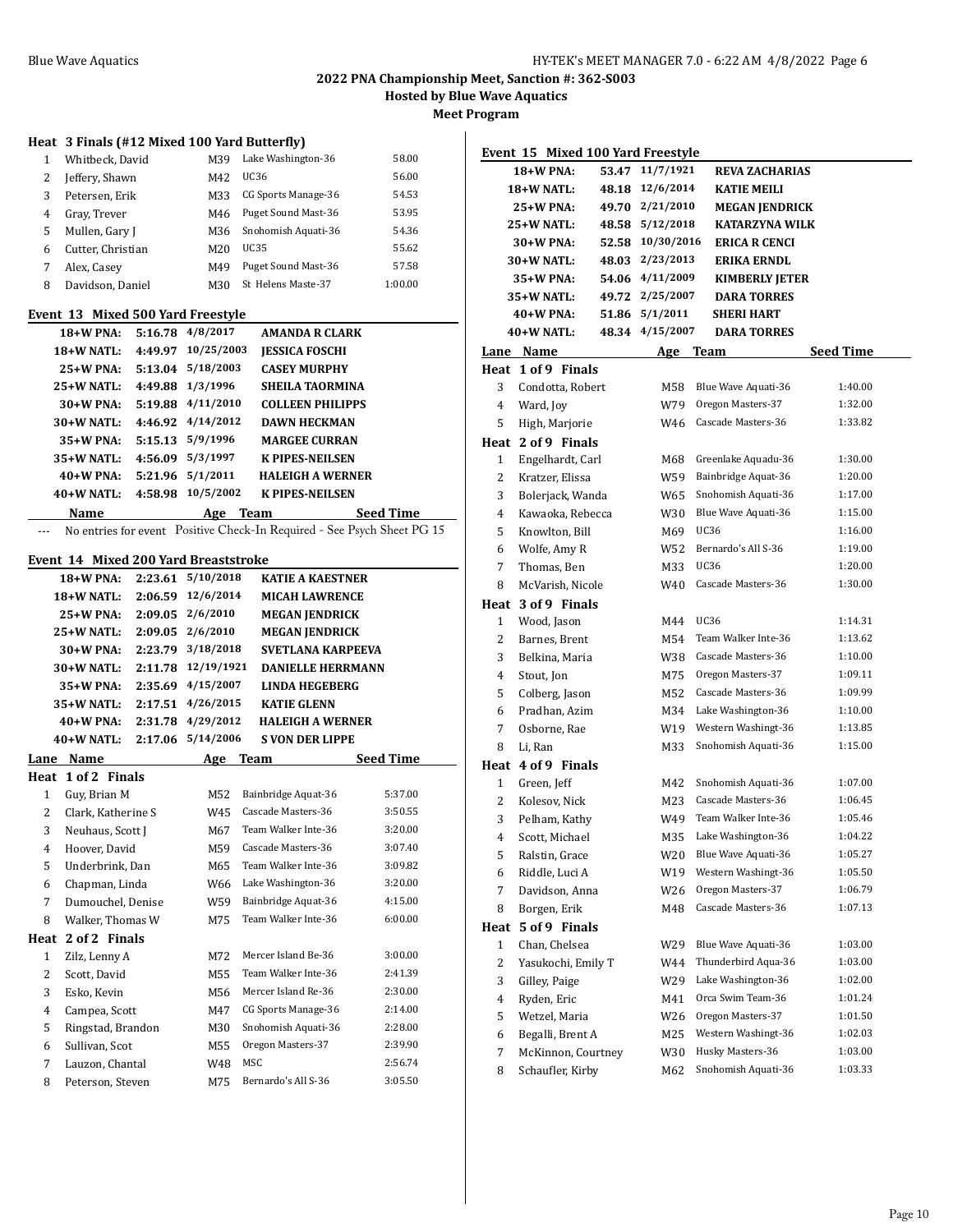### Heat 3 Finals (#12 Mixed 100 Yard Butterfly)

| Lane | Name | Age | Team | Seed Time |
|---|---|---|---|---|
| 1 | Whitbeck, David | M39 | Lake Washington-36 | 58.00 |
| 2 | Jeffery, Shawn | M42 | UC36 | 56.00 |
| 3 | Petersen, Erik | M33 | CG Sports Manage-36 | 54.53 |
| 4 | Gray, Trever | M46 | Puget Sound Mast-36 | 53.95 |
| 5 | Mullen, Gary J | M36 | Snohomish Aquati-36 | 54.36 |
| 6 | Cutter, Christian | M20 | UC35 | 55.62 |
| 7 | Alex, Casey | M49 | Puget Sound Mast-36 | 57.58 |
| 8 | Davidson, Daniel | M30 | St Helens Maste-37 | 1:00.00 |

## Event 13 Mixed 500 Yard Freestyle

| Record | Time | Date | Name |
|---|---|---|---|
| 18+W PNA: | 5:16.78 | 4/8/2017 | AMANDA R CLARK |
| 18+W NATL: | 4:49.97 | 10/25/2003 | JESSICA FOSCHI |
| 25+W PNA: | 5:13.04 | 5/18/2003 | CASEY MURPHY |
| 25+W NATL: | 4:49.88 | 1/3/1996 | SHEILA TAORMINA |
| 30+W PNA: | 5:19.88 | 4/11/2010 | COLLEEN PHILIPPS |
| 30+W NATL: | 4:46.92 | 4/14/2012 | DAWN HECKMAN |
| 35+W PNA: | 5:15.13 | 5/9/1996 | MARGEE CURRAN |
| 35+W NATL: | 4:56.09 | 5/3/1997 | K PIPES-NEILSEN |
| 40+W PNA: | 5:21.96 | 5/1/2011 | HALEIGH A WERNER |
| 40+W NATL: | 4:58.98 | 10/5/2002 | K PIPES-NEILSEN |

| Name | Age | Team | Seed Time |
|---|---|---|---|
| --- No entries for event Positive Check-In Required - See Psych Sheet PG 15 | | | |

## Event 14 Mixed 200 Yard Breaststroke

| Record | Time | Date | Name |
|---|---|---|---|
| 18+W PNA: | 2:23.61 | 5/10/2018 | KATIE A KAESTNER |
| 18+W NATL: | 2:06.59 | 12/6/2014 | MICAH LAWRENCE |
| 25+W PNA: | 2:09.05 | 2/6/2010 | MEGAN JENDRICK |
| 25+W NATL: | 2:09.05 | 2/6/2010 | MEGAN JENDRICK |
| 30+W PNA: | 2:23.79 | 3/18/2018 | SVETLANA KARPEEVA |
| 30+W NATL: | 2:11.78 | 12/19/1921 | DANIELLE HERRMANN |
| 35+W PNA: | 2:35.69 | 4/15/2007 | LINDA HEGEBERG |
| 35+W NATL: | 2:17.51 | 4/26/2015 | KATIE GLENN |
| 40+W PNA: | 2:31.78 | 4/29/2012 | HALEIGH A WERNER |
| 40+W NATL: | 2:17.06 | 5/14/2006 | S VON DER LIPPE |

| Lane | Name | Age | Team | Seed Time |
|---|---|---|---|---|
| **Heat 1 of 2 Finals** | | | | |
| 1 | Guy, Brian M | M52 | Bainbridge Aquat-36 | 5:37.00 |
| 2 | Clark, Katherine S | W45 | Cascade Masters-36 | 3:50.55 |
| 3 | Neuhaus, Scott J | M67 | Team Walker Inte-36 | 3:20.00 |
| 4 | Hoover, David | M59 | Cascade Masters-36 | 3:07.40 |
| 5 | Underbrink, Dan | M65 | Team Walker Inte-36 | 3:09.82 |
| 6 | Chapman, Linda | W66 | Lake Washington-36 | 3:20.00 |
| 7 | Dumouchel, Denise | W59 | Bainbridge Aquat-36 | 4:15.00 |
| 8 | Walker, Thomas W | M75 | Team Walker Inte-36 | 6:00.00 |
| **Heat 2 of 2 Finals** | | | | |
| 1 | Zilz, Lenny A | M72 | Mercer Island Be-36 | 3:00.00 |
| 2 | Scott, David | M55 | Team Walker Inte-36 | 2:41.39 |
| 3 | Esko, Kevin | M56 | Mercer Island Re-36 | 2:30.00 |
| 4 | Campea, Scott | M47 | CG Sports Manage-36 | 2:14.00 |
| 5 | Ringstad, Brandon | M30 | Snohomish Aquati-36 | 2:28.00 |
| 6 | Sullivan, Scot | M55 | Oregon Masters-37 | 2:39.90 |
| 7 | Lauzon, Chantal | W48 | MSC | 2:56.74 |
| 8 | Peterson, Steven | M75 | Bernardo's All S-36 | 3:05.50 |

## Event 15 Mixed 100 Yard Freestyle

| Record | Time | Date | Name |
|---|---|---|---|
| 18+W PNA: | 53.47 | 11/7/1921 | REVA ZACHARIAS |
| 18+W NATL: | 48.18 | 12/6/2014 | KATIE MEILI |
| 25+W PNA: | 49.70 | 2/21/2010 | MEGAN JENDRICK |
| 25+W NATL: | 48.58 | 5/12/2018 | KATARZYNA WILK |
| 30+W PNA: | 52.58 | 10/30/2016 | ERICA R CENCI |
| 30+W NATL: | 48.03 | 2/23/2013 | ERIKA ERNDL |
| 35+W PNA: | 54.06 | 4/11/2009 | KIMBERLY JETER |
| 35+W NATL: | 49.72 | 2/25/2007 | DARA TORRES |
| 40+W PNA: | 51.86 | 5/1/2011 | SHERI HART |
| 40+W NATL: | 48.34 | 4/15/2007 | DARA TORRES |

| Lane | Name | Age | Team | Seed Time |
|---|---|---|---|---|
| **Heat 1 of 9 Finals** | | | | |
| 3 | Condotta, Robert | M58 | Blue Wave Aquati-36 | 1:40.00 |
| 4 | Ward, Joy | W79 | Oregon Masters-37 | 1:32.00 |
| 5 | High, Marjorie | W46 | Cascade Masters-36 | 1:33.82 |
| **Heat 2 of 9 Finals** | | | | |
| 1 | Engelhardt, Carl | M68 | Greenlake Aquadu-36 | 1:30.00 |
| 2 | Kratzer, Elissa | W59 | Bainbridge Aquat-36 | 1:20.00 |
| 3 | Bolerjack, Wanda | W65 | Snohomish Aquati-36 | 1:17.00 |
| 4 | Kawaoka, Rebecca | W30 | Blue Wave Aquati-36 | 1:15.00 |
| 5 | Knowlton, Bill | M69 | UC36 | 1:16.00 |
| 6 | Wolfe, Amy R | W52 | Bernardo's All S-36 | 1:19.00 |
| 7 | Thomas, Ben | M33 | UC36 | 1:20.00 |
| 8 | McVarish, Nicole | W40 | Cascade Masters-36 | 1:30.00 |
| **Heat 3 of 9 Finals** | | | | |
| 1 | Wood, Jason | M44 | UC36 | 1:14.31 |
| 2 | Barnes, Brent | M54 | Team Walker Inte-36 | 1:13.62 |
| 3 | Belkina, Maria | W38 | Cascade Masters-36 | 1:10.00 |
| 4 | Stout, Jon | M75 | Oregon Masters-37 | 1:09.11 |
| 5 | Colberg, Jason | M52 | Cascade Masters-36 | 1:09.99 |
| 6 | Pradhan, Azim | M34 | Lake Washington-36 | 1:10.00 |
| 7 | Osborne, Rae | W19 | Western Washingt-36 | 1:13.85 |
| 8 | Li, Ran | M33 | Snohomish Aquati-36 | 1:15.00 |
| **Heat 4 of 9 Finals** | | | | |
| 1 | Green, Jeff | M42 | Snohomish Aquati-36 | 1:07.00 |
| 2 | Kolesov, Nick | M23 | Cascade Masters-36 | 1:06.45 |
| 3 | Pelham, Kathy | W49 | Team Walker Inte-36 | 1:05.46 |
| 4 | Scott, Michael | M35 | Lake Washington-36 | 1:04.22 |
| 5 | Ralstin, Grace | W20 | Blue Wave Aquati-36 | 1:05.27 |
| 6 | Riddle, Luci A | W19 | Western Washingt-36 | 1:05.50 |
| 7 | Davidson, Anna | W26 | Oregon Masters-37 | 1:06.79 |
| 8 | Borgen, Erik | M48 | Cascade Masters-36 | 1:07.13 |
| **Heat 5 of 9 Finals** | | | | |
| 1 | Chan, Chelsea | W29 | Blue Wave Aquati-36 | 1:03.00 |
| 2 | Yasukochi, Emily T | W44 | Thunderbird Aqua-36 | 1:03.00 |
| 3 | Gilley, Paige | W29 | Lake Washington-36 | 1:02.00 |
| 4 | Ryden, Eric | M41 | Orca Swim Team-36 | 1:01.24 |
| 5 | Wetzel, Maria | W26 | Oregon Masters-37 | 1:01.50 |
| 6 | Begalli, Brent A | M25 | Western Washingt-36 | 1:02.03 |
| 7 | McKinnon, Courtney | W30 | Husky Masters-36 | 1:03.00 |
| 8 | Schaufler, Kirby | M62 | Snohomish Aquati-36 | 1:03.33 |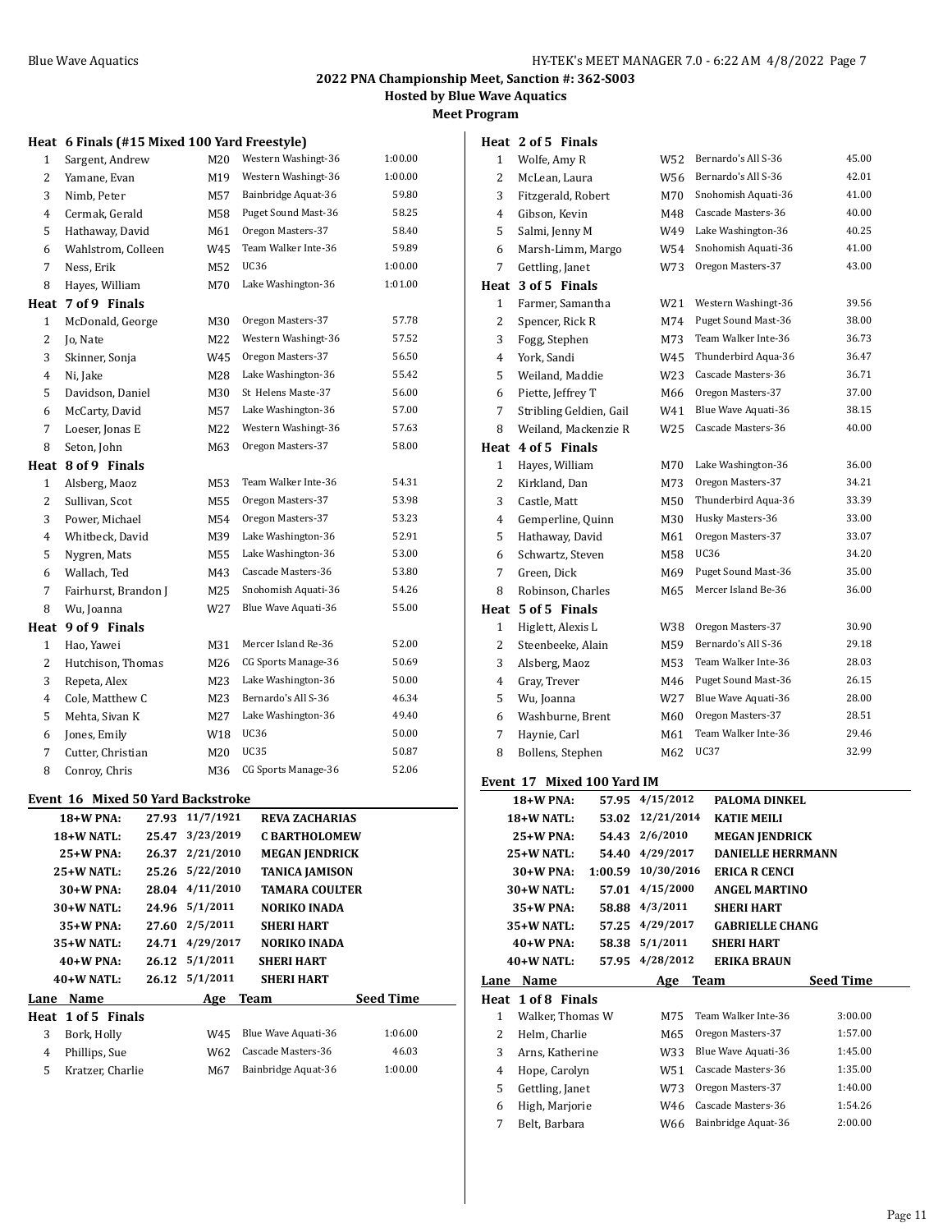**2022 PNA Championship Meet, Sanction #: 362-S003**
**Hosted by Blue Wave Aquatics**
**Meet Program**

### Heat 6 Finals (#15 Mixed 100 Yard Freestyle)

| Lane | Name | Age | Team | Seed Time |
|---|---|---|---|---|
| 1 | Sargent, Andrew | M20 | Western Washingt-36 | 1:00.00 |
| 2 | Yamane, Evan | M19 | Western Washingt-36 | 1:00.00 |
| 3 | Nimb, Peter | M57 | Bainbridge Aquat-36 | 59.80 |
| 4 | Cermak, Gerald | M58 | Puget Sound Mast-36 | 58.25 |
| 5 | Hathaway, David | M61 | Oregon Masters-37 | 58.40 |
| 6 | Wahlstrom, Colleen | W45 | Team Walker Inte-36 | 59.89 |
| 7 | Ness, Erik | M52 | UC36 | 1:00.00 |
| 8 | Hayes, William | M70 | Lake Washington-36 | 1:01.00 |

### Heat 7 of 9 Finals

| Lane | Name | Age | Team | Seed Time |
|---|---|---|---|---|
| 1 | McDonald, George | M30 | Oregon Masters-37 | 57.78 |
| 2 | Jo, Nate | M22 | Western Washingt-36 | 57.52 |
| 3 | Skinner, Sonja | W45 | Oregon Masters-37 | 56.50 |
| 4 | Ni, Jake | M28 | Lake Washington-36 | 55.42 |
| 5 | Davidson, Daniel | M30 | St Helens Maste-37 | 56.00 |
| 6 | McCarty, David | M57 | Lake Washington-36 | 57.00 |
| 7 | Loeser, Jonas E | M22 | Western Washingt-36 | 57.63 |
| 8 | Seton, John | M63 | Oregon Masters-37 | 58.00 |

### Heat 8 of 9 Finals

| Lane | Name | Age | Team | Seed Time |
|---|---|---|---|---|
| 1 | Alsberg, Maoz | M53 | Team Walker Inte-36 | 54.31 |
| 2 | Sullivan, Scot | M55 | Oregon Masters-37 | 53.98 |
| 3 | Power, Michael | M54 | Oregon Masters-37 | 53.23 |
| 4 | Whitbeck, David | M39 | Lake Washington-36 | 52.91 |
| 5 | Nygren, Mats | M55 | Lake Washington-36 | 53.00 |
| 6 | Wallach, Ted | M43 | Cascade Masters-36 | 53.80 |
| 7 | Fairhurst, Brandon J | M25 | Snohomish Aquati-36 | 54.26 |
| 8 | Wu, Joanna | W27 | Blue Wave Aquati-36 | 55.00 |

### Heat 9 of 9 Finals

| Lane | Name | Age | Team | Seed Time |
|---|---|---|---|---|
| 1 | Hao, Yawei | M31 | Mercer Island Re-36 | 52.00 |
| 2 | Hutchison, Thomas | M26 | CG Sports Manage-36 | 50.69 |
| 3 | Repeta, Alex | M23 | Lake Washington-36 | 50.00 |
| 4 | Cole, Matthew C | M23 | Bernardo's All S-36 | 46.34 |
| 5 | Mehta, Sivan K | M27 | Lake Washington-36 | 49.40 |
| 6 | Jones, Emily | W18 | UC36 | 50.00 |
| 7 | Cutter, Christian | M20 | UC35 | 50.87 |
| 8 | Conroy, Chris | M36 | CG Sports Manage-36 | 52.06 |

## Event 16 Mixed 50 Yard Backstroke

| Record | Time | Date | Name |
|---|---|---|---|
| 18+W PNA: | 27.93 | 11/7/1921 | REVA ZACHARIAS |
| 18+W NATL: | 25.47 | 3/23/2019 | C BARTHOLOMEW |
| 25+W PNA: | 26.37 | 2/21/2010 | MEGAN JENDRICK |
| 25+W NATL: | 25.26 | 5/22/2010 | TANICA JAMISON |
| 30+W PNA: | 28.04 | 4/11/2010 | TAMARA COULTER |
| 30+W NATL: | 24.96 | 5/1/2011 | NORIKO INADA |
| 35+W PNA: | 27.60 | 2/5/2011 | SHERI HART |
| 35+W NATL: | 24.71 | 4/29/2017 | NORIKO INADA |
| 40+W PNA: | 26.12 | 5/1/2011 | SHERI HART |
| 40+W NATL: | 26.12 | 5/1/2011 | SHERI HART |

### Heat 1 of 5 Finals

| Lane | Name | Age | Team | Seed Time |
|---|---|---|---|---|
| 3 | Bork, Holly | W45 | Blue Wave Aquati-36 | 1:06.00 |
| 4 | Phillips, Sue | W62 | Cascade Masters-36 | 46.03 |
| 5 | Kratzer, Charlie | M67 | Bainbridge Aquat-36 | 1:00.00 |

### Heat 2 of 5 Finals

| Lane | Name | Age | Team | Seed Time |
|---|---|---|---|---|
| 1 | Wolfe, Amy R | W52 | Bernardo's All S-36 | 45.00 |
| 2 | McLean, Laura | W56 | Bernardo's All S-36 | 42.01 |
| 3 | Fitzgerald, Robert | M70 | Snohomish Aquati-36 | 41.00 |
| 4 | Gibson, Kevin | M48 | Cascade Masters-36 | 40.00 |
| 5 | Salmi, Jenny M | W49 | Lake Washington-36 | 40.25 |
| 6 | Marsh-Limm, Margo | W54 | Snohomish Aquati-36 | 41.00 |
| 7 | Gettling, Janet | W73 | Oregon Masters-37 | 43.00 |

### Heat 3 of 5 Finals

| Lane | Name | Age | Team | Seed Time |
|---|---|---|---|---|
| 1 | Farmer, Samantha | W21 | Western Washingt-36 | 39.56 |
| 2 | Spencer, Rick R | M74 | Puget Sound Mast-36 | 38.00 |
| 3 | Fogg, Stephen | M73 | Team Walker Inte-36 | 36.73 |
| 4 | York, Sandi | W45 | Thunderbird Aqua-36 | 36.47 |
| 5 | Weiland, Maddie | W23 | Cascade Masters-36 | 36.71 |
| 6 | Piette, Jeffrey T | M66 | Oregon Masters-37 | 37.00 |
| 7 | Stribling Geldien, Gail | W41 | Blue Wave Aquati-36 | 38.15 |
| 8 | Weiland, Mackenzie R | W25 | Cascade Masters-36 | 40.00 |

### Heat 4 of 5 Finals

| Lane | Name | Age | Team | Seed Time |
|---|---|---|---|---|
| 1 | Hayes, William | M70 | Lake Washington-36 | 36.00 |
| 2 | Kirkland, Dan | M73 | Oregon Masters-37 | 34.21 |
| 3 | Castle, Matt | M50 | Thunderbird Aqua-36 | 33.39 |
| 4 | Gemperline, Quinn | M30 | Husky Masters-36 | 33.00 |
| 5 | Hathaway, David | M61 | Oregon Masters-37 | 33.07 |
| 6 | Schwartz, Steven | M58 | UC36 | 34.20 |
| 7 | Green, Dick | M69 | Puget Sound Mast-36 | 35.00 |
| 8 | Robinson, Charles | M65 | Mercer Island Be-36 | 36.00 |

### Heat 5 of 5 Finals

| Lane | Name | Age | Team | Seed Time |
|---|---|---|---|---|
| 1 | Higlett, Alexis L | W38 | Oregon Masters-37 | 30.90 |
| 2 | Steenbeeke, Alain | M59 | Bernardo's All S-36 | 29.18 |
| 3 | Alsberg, Maoz | M53 | Team Walker Inte-36 | 28.03 |
| 4 | Gray, Trever | M46 | Puget Sound Mast-36 | 26.15 |
| 5 | Wu, Joanna | W27 | Blue Wave Aquati-36 | 28.00 |
| 6 | Washburne, Brent | M60 | Oregon Masters-37 | 28.51 |
| 7 | Haynie, Carl | M61 | Team Walker Inte-36 | 29.46 |
| 8 | Bollens, Stephen | M62 | UC37 | 32.99 |

## Event 17 Mixed 100 Yard IM

| Record | Time | Date | Name |
|---|---|---|---|
| 18+W PNA: | 57.95 | 4/15/2012 | PALOMA DINKEL |
| 18+W NATL: | 53.02 | 12/21/2014 | KATIE MEILI |
| 25+W PNA: | 54.43 | 2/6/2010 | MEGAN JENDRICK |
| 25+W NATL: | 54.40 | 4/29/2017 | DANIELLE HERRMANN |
| 30+W PNA: | 1:00.59 | 10/30/2016 | ERICA R CENCI |
| 30+W NATL: | 57.01 | 4/15/2000 | ANGEL MARTINO |
| 35+W PNA: | 58.88 | 4/3/2011 | SHERI HART |
| 35+W NATL: | 57.25 | 4/29/2017 | GABRIELLE CHANG |
| 40+W PNA: | 58.38 | 5/1/2011 | SHERI HART |
| 40+W NATL: | 57.95 | 4/28/2012 | ERIKA BRAUN |

### Heat 1 of 8 Finals

| Lane | Name | Age | Team | Seed Time |
|---|---|---|---|---|
| 1 | Walker, Thomas W | M75 | Team Walker Inte-36 | 3:00.00 |
| 2 | Helm, Charlie | M65 | Oregon Masters-37 | 1:57.00 |
| 3 | Arns, Katherine | W33 | Blue Wave Aquati-36 | 1:45.00 |
| 4 | Hope, Carolyn | W51 | Cascade Masters-36 | 1:35.00 |
| 5 | Gettling, Janet | W73 | Oregon Masters-37 | 1:40.00 |
| 6 | High, Marjorie | W46 | Cascade Masters-36 | 1:54.26 |
| 7 | Belt, Barbara | W66 | Bainbridge Aquat-36 | 2:00.00 |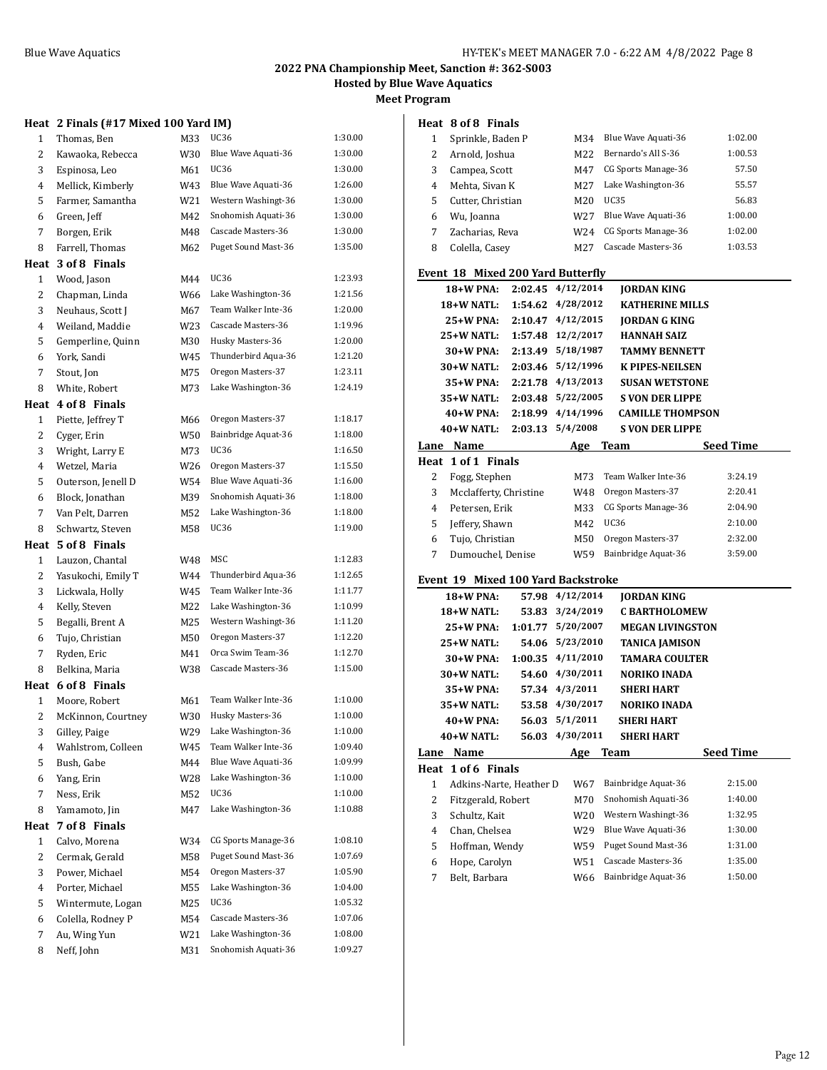**2022 PNA Championship Meet, Sanction #: 362-S003**

**Hosted by Blue Wave Aquatics**

**Meet Program**

**Heat 2 Finals (#17 Mixed 100 Yard IM)**

| Lane | Name | Age | Team | Seed Time |
|---|---|---|---|---|
| 1 | Thomas, Ben | M33 | UC36 | 1:30.00 |
| 2 | Kawaoka, Rebecca | W30 | Blue Wave Aquati-36 | 1:30.00 |
| 3 | Espinosa, Leo | M61 | UC36 | 1:30.00 |
| 4 | Mellick, Kimberly | W43 | Blue Wave Aquati-36 | 1:26.00 |
| 5 | Farmer, Samantha | W21 | Western Washingt-36 | 1:30.00 |
| 6 | Green, Jeff | M42 | Snohomish Aquati-36 | 1:30.00 |
| 7 | Borgen, Erik | M48 | Cascade Masters-36 | 1:30.00 |
| 8 | Farrell, Thomas | M62 | Puget Sound Mast-36 | 1:35.00 |

**Heat 3 of 8 Finals**

| Lane | Name | Age | Team | Seed Time |
|---|---|---|---|---|
| 1 | Wood, Jason | M44 | UC36 | 1:23.93 |
| 2 | Chapman, Linda | W66 | Lake Washington-36 | 1:21.56 |
| 3 | Neuhaus, Scott J | M67 | Team Walker Inte-36 | 1:20.00 |
| 4 | Weiland, Maddie | W23 | Cascade Masters-36 | 1:19.96 |
| 5 | Gemperline, Quinn | M30 | Husky Masters-36 | 1:20.00 |
| 6 | York, Sandi | W45 | Thunderbird Aqua-36 | 1:21.20 |
| 7 | Stout, Jon | M75 | Oregon Masters-37 | 1:23.11 |
| 8 | White, Robert | M73 | Lake Washington-36 | 1:24.19 |

**Heat 4 of 8 Finals**

| Lane | Name | Age | Team | Seed Time |
|---|---|---|---|---|
| 1 | Piette, Jeffrey T | M66 | Oregon Masters-37 | 1:18.17 |
| 2 | Cyger, Erin | W50 | Bainbridge Aquat-36 | 1:18.00 |
| 3 | Wright, Larry E | M73 | UC36 | 1:16.50 |
| 4 | Wetzel, Maria | W26 | Oregon Masters-37 | 1:15.50 |
| 5 | Outerson, Jenell D | W54 | Blue Wave Aquati-36 | 1:16.00 |
| 6 | Block, Jonathan | M39 | Snohomish Aquati-36 | 1:18.00 |
| 7 | Van Pelt, Darren | M52 | Lake Washington-36 | 1:18.00 |
| 8 | Schwartz, Steven | M58 | UC36 | 1:19.00 |

**Heat 5 of 8 Finals**

| Lane | Name | Age | Team | Seed Time |
|---|---|---|---|---|
| 1 | Lauzon, Chantal | W48 | MSC | 1:12.83 |
| 2 | Yasukochi, Emily T | W44 | Thunderbird Aqua-36 | 1:12.65 |
| 3 | Lickwala, Holly | W45 | Team Walker Inte-36 | 1:11.77 |
| 4 | Kelly, Steven | M22 | Lake Washington-36 | 1:10.99 |
| 5 | Begalli, Brent A | M25 | Western Washingt-36 | 1:11.20 |
| 6 | Tujo, Christian | M50 | Oregon Masters-37 | 1:12.20 |
| 7 | Ryden, Eric | M41 | Orca Swim Team-36 | 1:12.70 |
| 8 | Belkina, Maria | W38 | Cascade Masters-36 | 1:15.00 |

**Heat 6 of 8 Finals**

| Lane | Name | Age | Team | Seed Time |
|---|---|---|---|---|
| 1 | Moore, Robert | M61 | Team Walker Inte-36 | 1:10.00 |
| 2 | McKinnon, Courtney | W30 | Husky Masters-36 | 1:10.00 |
| 3 | Gilley, Paige | W29 | Lake Washington-36 | 1:10.00 |
| 4 | Wahlstrom, Colleen | W45 | Team Walker Inte-36 | 1:09.40 |
| 5 | Bush, Gabe | M44 | Blue Wave Aquati-36 | 1:09.99 |
| 6 | Yang, Erin | W28 | Lake Washington-36 | 1:10.00 |
| 7 | Ness, Erik | M52 | UC36 | 1:10.00 |
| 8 | Yamamoto, Jin | M47 | Lake Washington-36 | 1:10.88 |

**Heat 7 of 8 Finals**

| Lane | Name | Age | Team | Seed Time |
|---|---|---|---|---|
| 1 | Calvo, Morena | W34 | CG Sports Manage-36 | 1:08.10 |
| 2 | Cermak, Gerald | M58 | Puget Sound Mast-36 | 1:07.69 |
| 3 | Power, Michael | M54 | Oregon Masters-37 | 1:05.90 |
| 4 | Porter, Michael | M55 | Lake Washington-36 | 1:04.00 |
| 5 | Wintermute, Logan | M25 | UC36 | 1:05.32 |
| 6 | Colella, Rodney P | M54 | Cascade Masters-36 | 1:07.06 |
| 7 | Au, Wing Yun | W21 | Lake Washington-36 | 1:08.00 |
| 8 | Neff, John | M31 | Snohomish Aquati-36 | 1:09.27 |

**Heat 8 of 8 Finals**

| Lane | Name | Age | Team | Seed Time |
|---|---|---|---|---|
| 1 | Sprinkle, Baden P | M34 | Blue Wave Aquati-36 | 1:02.00 |
| 2 | Arnold, Joshua | M22 | Bernardo's All S-36 | 1:00.53 |
| 3 | Campea, Scott | M47 | CG Sports Manage-36 | 57.50 |
| 4 | Mehta, Sivan K | M27 | Lake Washington-36 | 55.57 |
| 5 | Cutter, Christian | M20 | UC35 | 56.83 |
| 6 | Wu, Joanna | W27 | Blue Wave Aquati-36 | 1:00.00 |
| 7 | Zacharias, Reva | W24 | CG Sports Manage-36 | 1:02.00 |
| 8 | Colella, Casey | M27 | Cascade Masters-36 | 1:03.53 |

## Event 18 Mixed 200 Yard Butterfly

| Record | Time | Date | Name |
|---|---|---|---|
| 18+W PNA: | 2:02.45 | 4/12/2014 | JORDAN KING |
| 18+W NATL: | 1:54.62 | 4/28/2012 | KATHERINE MILLS |
| 25+W PNA: | 2:10.47 | 4/12/2015 | JORDAN G KING |
| 25+W NATL: | 1:57.48 | 12/2/2017 | HANNAH SAIZ |
| 30+W PNA: | 2:13.49 | 5/18/1987 | TAMMY BENNETT |
| 30+W NATL: | 2:03.46 | 5/12/1996 | K PIPES-NEILSEN |
| 35+W PNA: | 2:21.78 | 4/13/2013 | SUSAN WETSTONE |
| 35+W NATL: | 2:03.48 | 5/22/2005 | S VON DER LIPPE |
| 40+W PNA: | 2:18.99 | 4/14/1996 | CAMILLE THOMPSON |
| 40+W NATL: | 2:03.13 | 5/4/2008 | S VON DER LIPPE |

**Heat 1 of 1 Finals**

| Lane | Name | Age | Team | Seed Time |
|---|---|---|---|---|
| 2 | Fogg, Stephen | M73 | Team Walker Inte-36 | 3:24.19 |
| 3 | Mcclafferty, Christine | W48 | Oregon Masters-37 | 2:20.41 |
| 4 | Petersen, Erik | M33 | CG Sports Manage-36 | 2:04.90 |
| 5 | Jeffery, Shawn | M42 | UC36 | 2:10.00 |
| 6 | Tujo, Christian | M50 | Oregon Masters-37 | 2:32.00 |
| 7 | Dumouchel, Denise | W59 | Bainbridge Aquat-36 | 3:59.00 |

## Event 19 Mixed 100 Yard Backstroke

| Record | Time | Date | Name |
|---|---|---|---|
| 18+W PNA: | 57.98 | 4/12/2014 | JORDAN KING |
| 18+W NATL: | 53.83 | 3/24/2019 | C BARTHOLOMEW |
| 25+W PNA: | 1:01.77 | 5/20/2007 | MEGAN LIVINGSTON |
| 25+W NATL: | 54.06 | 5/23/2010 | TANICA JAMISON |
| 30+W PNA: | 1:00.35 | 4/11/2010 | TAMARA COULTER |
| 30+W NATL: | 54.60 | 4/30/2011 | NORIKO INADA |
| 35+W PNA: | 57.34 | 4/3/2011 | SHERI HART |
| 35+W NATL: | 53.58 | 4/30/2017 | NORIKO INADA |
| 40+W PNA: | 56.03 | 5/1/2011 | SHERI HART |
| 40+W NATL: | 56.03 | 4/30/2011 | SHERI HART |

**Heat 1 of 6 Finals**

| Lane | Name | Age | Team | Seed Time |
|---|---|---|---|---|
| 1 | Adkins-Narte, Heather D | W67 | Bainbridge Aquat-36 | 2:15.00 |
| 2 | Fitzgerald, Robert | M70 | Snohomish Aquati-36 | 1:40.00 |
| 3 | Schultz, Kait | W20 | Western Washingt-36 | 1:32.95 |
| 4 | Chan, Chelsea | W29 | Blue Wave Aquati-36 | 1:30.00 |
| 5 | Hoffman, Wendy | W59 | Puget Sound Mast-36 | 1:31.00 |
| 6 | Hope, Carolyn | W51 | Cascade Masters-36 | 1:35.00 |
| 7 | Belt, Barbara | W66 | Bainbridge Aquat-36 | 1:50.00 |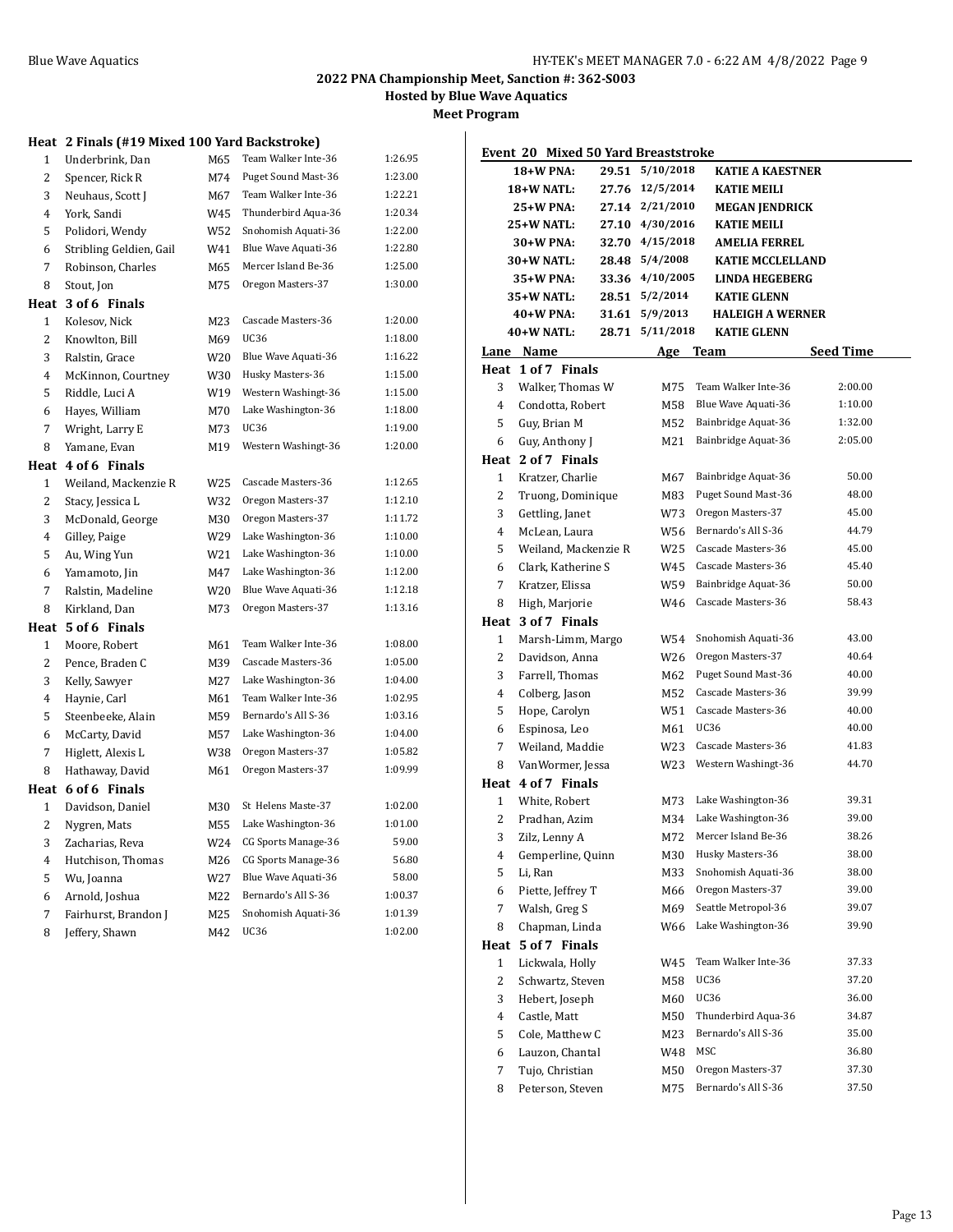## 2022 PNA Championship Meet, Sanction #: 362-S003

### Hosted by Blue Wave Aquatics

### Meet Program

**Heat 2 Finals (#19 Mixed 100 Yard Backstroke)**

| Lane | Name | Age | Team | Seed Time |
|---|---|---|---|---|
| 1 | Underbrink, Dan | M65 | Team Walker Inte-36 | 1:26.95 |
| 2 | Spencer, Rick R | M74 | Puget Sound Mast-36 | 1:23.00 |
| 3 | Neuhaus, Scott J | M67 | Team Walker Inte-36 | 1:22.21 |
| 4 | York, Sandi | W45 | Thunderbird Aqua-36 | 1:20.34 |
| 5 | Polidori, Wendy | W52 | Snohomish Aquati-36 | 1:22.00 |
| 6 | Stribling Geldien, Gail | W41 | Blue Wave Aquati-36 | 1:22.80 |
| 7 | Robinson, Charles | M65 | Mercer Island Be-36 | 1:25.00 |
| 8 | Stout, Jon | M75 | Oregon Masters-37 | 1:30.00 |

**Heat 3 of 6 Finals**

| Lane | Name | Age | Team | Seed Time |
|---|---|---|---|---|
| 1 | Kolesov, Nick | M23 | Cascade Masters-36 | 1:20.00 |
| 2 | Knowlton, Bill | M69 | UC36 | 1:18.00 |
| 3 | Ralstin, Grace | W20 | Blue Wave Aquati-36 | 1:16.22 |
| 4 | McKinnon, Courtney | W30 | Husky Masters-36 | 1:15.00 |
| 5 | Riddle, Luci A | W19 | Western Washingt-36 | 1:15.00 |
| 6 | Hayes, William | M70 | Lake Washington-36 | 1:18.00 |
| 7 | Wright, Larry E | M73 | UC36 | 1:19.00 |
| 8 | Yamane, Evan | M19 | Western Washingt-36 | 1:20.00 |

**Heat 4 of 6 Finals**

| Lane | Name | Age | Team | Seed Time |
|---|---|---|---|---|
| 1 | Weiland, Mackenzie R | W25 | Cascade Masters-36 | 1:12.65 |
| 2 | Stacy, Jessica L | W32 | Oregon Masters-37 | 1:12.10 |
| 3 | McDonald, George | M30 | Oregon Masters-37 | 1:11.72 |
| 4 | Gilley, Paige | W29 | Lake Washington-36 | 1:10.00 |
| 5 | Au, Wing Yun | W21 | Lake Washington-36 | 1:10.00 |
| 6 | Yamamoto, Jin | M47 | Lake Washington-36 | 1:12.00 |
| 7 | Ralstin, Madeline | W20 | Blue Wave Aquati-36 | 1:12.18 |
| 8 | Kirkland, Dan | M73 | Oregon Masters-37 | 1:13.16 |

**Heat 5 of 6 Finals**

| Lane | Name | Age | Team | Seed Time |
|---|---|---|---|---|
| 1 | Moore, Robert | M61 | Team Walker Inte-36 | 1:08.00 |
| 2 | Pence, Braden C | M39 | Cascade Masters-36 | 1:05.00 |
| 3 | Kelly, Sawyer | M27 | Lake Washington-36 | 1:04.00 |
| 4 | Haynie, Carl | M61 | Team Walker Inte-36 | 1:02.95 |
| 5 | Steenbeeke, Alain | M59 | Bernardo's All S-36 | 1:03.16 |
| 6 | McCarty, David | M57 | Lake Washington-36 | 1:04.00 |
| 7 | Higlett, Alexis L | W38 | Oregon Masters-37 | 1:05.82 |
| 8 | Hathaway, David | M61 | Oregon Masters-37 | 1:09.99 |

**Heat 6 of 6 Finals**

| Lane | Name | Age | Team | Seed Time |
|---|---|---|---|---|
| 1 | Davidson, Daniel | M30 | St Helens Maste-37 | 1:02.00 |
| 2 | Nygren, Mats | M55 | Lake Washington-36 | 1:01.00 |
| 3 | Zacharias, Reva | W24 | CG Sports Manage-36 | 59.00 |
| 4 | Hutchison, Thomas | M26 | CG Sports Manage-36 | 56.80 |
| 5 | Wu, Joanna | W27 | Blue Wave Aquati-36 | 58.00 |
| 6 | Arnold, Joshua | M22 | Bernardo's All S-36 | 1:00.37 |
| 7 | Fairhurst, Brandon J | M25 | Snohomish Aquati-36 | 1:01.39 |
| 8 | Jeffery, Shawn | M42 | UC36 | 1:02.00 |

**Event 20 Mixed 50 Yard Breaststroke**

| Record | Time | Date | Name |
|---|---|---|---|
| 18+W PNA: | 29.51 | 5/10/2018 | KATIE A KAESTNER |
| 18+W NATL: | 27.76 | 12/5/2014 | KATIE MEILI |
| 25+W PNA: | 27.14 | 2/21/2010 | MEGAN JENDRICK |
| 25+W NATL: | 27.10 | 4/30/2016 | KATIE MEILI |
| 30+W PNA: | 32.70 | 4/15/2018 | AMELIA FERREL |
| 30+W NATL: | 28.48 | 5/4/2008 | KATIE MCCLELLAND |
| 35+W PNA: | 33.36 | 4/10/2005 | LINDA HEGEBERG |
| 35+W NATL: | 28.51 | 5/2/2014 | KATIE GLENN |
| 40+W PNA: | 31.61 | 5/9/2013 | HALEIGH A WERNER |
| 40+W NATL: | 28.71 | 5/11/2018 | KATIE GLENN |

**Heat 1 of 7 Finals**

| Lane | Name | Age | Team | Seed Time |
|---|---|---|---|---|
| 3 | Walker, Thomas W | M75 | Team Walker Inte-36 | 2:00.00 |
| 4 | Condotta, Robert | M58 | Blue Wave Aquati-36 | 1:10.00 |
| 5 | Guy, Brian M | M52 | Bainbridge Aquat-36 | 1:32.00 |
| 6 | Guy, Anthony J | M21 | Bainbridge Aquat-36 | 2:05.00 |

**Heat 2 of 7 Finals**

| Lane | Name | Age | Team | Seed Time |
|---|---|---|---|---|
| 1 | Kratzer, Charlie | M67 | Bainbridge Aquat-36 | 50.00 |
| 2 | Truong, Dominique | M83 | Puget Sound Mast-36 | 48.00 |
| 3 | Gettling, Janet | W73 | Oregon Masters-37 | 45.00 |
| 4 | McLean, Laura | W56 | Bernardo's All S-36 | 44.79 |
| 5 | Weiland, Mackenzie R | W25 | Cascade Masters-36 | 45.00 |
| 6 | Clark, Katherine S | W45 | Cascade Masters-36 | 45.40 |
| 7 | Kratzer, Elissa | W59 | Bainbridge Aquat-36 | 50.00 |
| 8 | High, Marjorie | W46 | Cascade Masters-36 | 58.43 |

**Heat 3 of 7 Finals**

| Lane | Name | Age | Team | Seed Time |
|---|---|---|---|---|
| 1 | Marsh-Limm, Margo | W54 | Snohomish Aquati-36 | 43.00 |
| 2 | Davidson, Anna | W26 | Oregon Masters-37 | 40.64 |
| 3 | Farrell, Thomas | M62 | Puget Sound Mast-36 | 40.00 |
| 4 | Colberg, Jason | M52 | Cascade Masters-36 | 39.99 |
| 5 | Hope, Carolyn | W51 | Cascade Masters-36 | 40.00 |
| 6 | Espinosa, Leo | M61 | UC36 | 40.00 |
| 7 | Weiland, Maddie | W23 | Cascade Masters-36 | 41.83 |
| 8 | VanWormer, Jessa | W23 | Western Washingt-36 | 44.70 |

**Heat 4 of 7 Finals**

| Lane | Name | Age | Team | Seed Time |
|---|---|---|---|---|
| 1 | White, Robert | M73 | Lake Washington-36 | 39.31 |
| 2 | Pradhan, Azim | M34 | Lake Washington-36 | 39.00 |
| 3 | Zilz, Lenny A | M72 | Mercer Island Be-36 | 38.26 |
| 4 | Gemperline, Quinn | M30 | Husky Masters-36 | 38.00 |
| 5 | Li, Ran | M33 | Snohomish Aquati-36 | 38.00 |
| 6 | Piette, Jeffrey T | M66 | Oregon Masters-37 | 39.00 |
| 7 | Walsh, Greg S | M69 | Seattle Metropol-36 | 39.07 |
| 8 | Chapman, Linda | W66 | Lake Washington-36 | 39.90 |

**Heat 5 of 7 Finals**

| Lane | Name | Age | Team | Seed Time |
|---|---|---|---|---|
| 1 | Lickwala, Holly | W45 | Team Walker Inte-36 | 37.33 |
| 2 | Schwartz, Steven | M58 | UC36 | 37.20 |
| 3 | Hebert, Joseph | M60 | UC36 | 36.00 |
| 4 | Castle, Matt | M50 | Thunderbird Aqua-36 | 34.87 |
| 5 | Cole, Matthew C | M23 | Bernardo's All S-36 | 35.00 |
| 6 | Lauzon, Chantal | W48 | MSC | 36.80 |
| 7 | Tujo, Christian | M50 | Oregon Masters-37 | 37.30 |
| 8 | Peterson, Steven | M75 | Bernardo's All S-36 | 37.50 |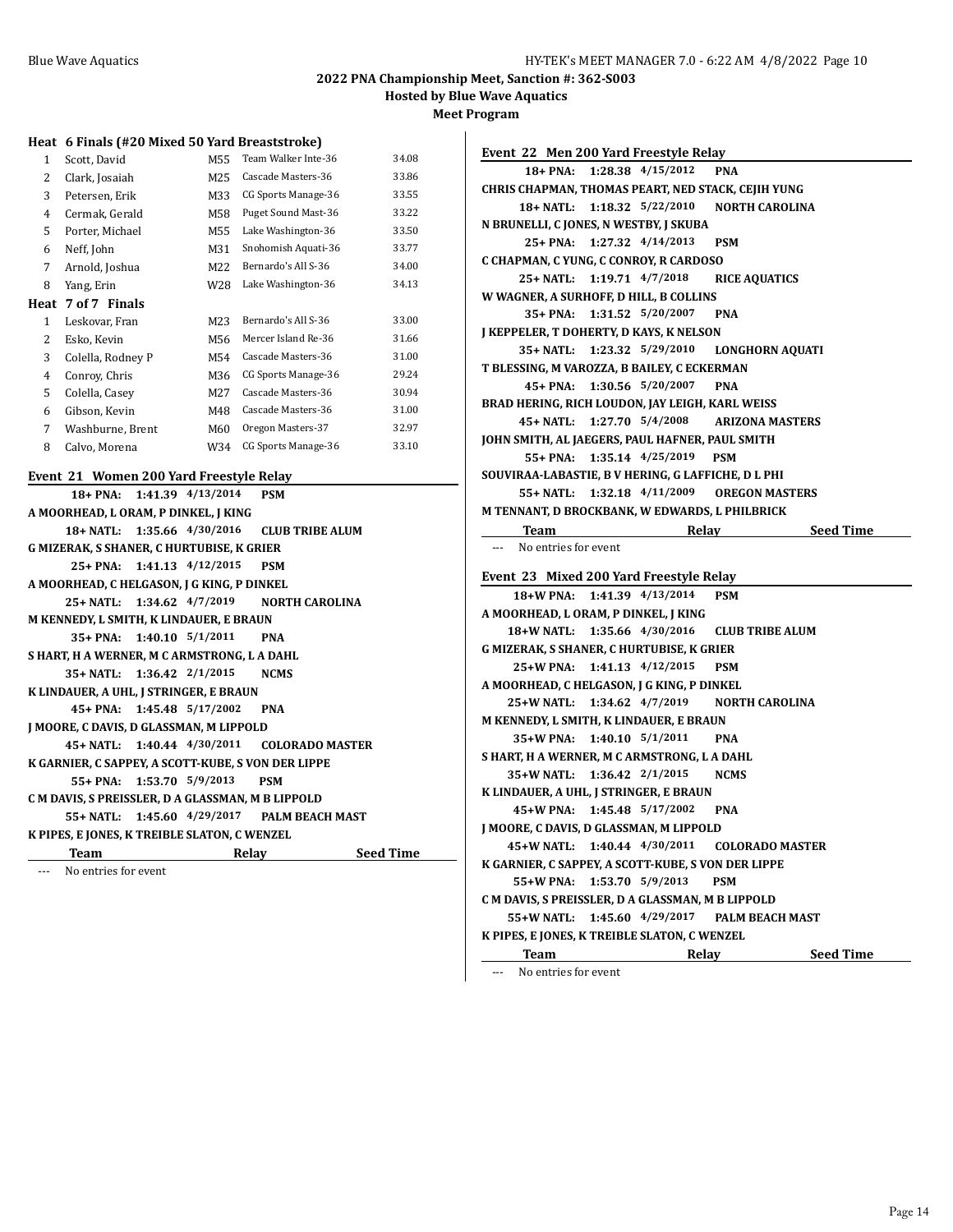**Heat 6 Finals (#20 Mixed 50 Yard Breaststroke)**

| Lane | Name | Age | Team | Seed Time |
|---|---|---|---|---|
| 1 | Scott, David | M55 | Team Walker Inte-36 | 34.08 |
| 2 | Clark, Josaiah | M25 | Cascade Masters-36 | 33.86 |
| 3 | Petersen, Erik | M33 | CG Sports Manage-36 | 33.55 |
| 4 | Cermak, Gerald | M58 | Puget Sound Mast-36 | 33.22 |
| 5 | Porter, Michael | M55 | Lake Washington-36 | 33.50 |
| 6 | Neff, John | M31 | Snohomish Aquati-36 | 33.77 |
| 7 | Arnold, Joshua | M22 | Bernardo's All S-36 | 34.00 |
| 8 | Yang, Erin | W28 | Lake Washington-36 | 34.13 |

**Heat 7 of 7 Finals**

| Lane | Name | Age | Team | Seed Time |
|---|---|---|---|---|
| 1 | Leskovar, Fran | M23 | Bernardo's All S-36 | 33.00 |
| 2 | Esko, Kevin | M56 | Mercer Island Re-36 | 31.66 |
| 3 | Colella, Rodney P | M54 | Cascade Masters-36 | 31.00 |
| 4 | Conroy, Chris | M36 | CG Sports Manage-36 | 29.24 |
| 5 | Colella, Casey | M27 | Cascade Masters-36 | 30.94 |
| 6 | Gibson, Kevin | M48 | Cascade Masters-36 | 31.00 |
| 7 | Washburne, Brent | M60 | Oregon Masters-37 | 32.97 |
| 8 | Calvo, Morena | W34 | CG Sports Manage-36 | 33.10 |

## Event 21 Women 200 Yard Freestyle Relay

**18+ PNA: 1:41.39 4/13/2014 PSM**
A MOORHEAD, L ORAM, P DINKEL, J KING

**18+ NATL: 1:35.66 4/30/2016 CLUB TRIBE ALUM**
G MIZERAK, S SHANER, C HURTUBISE, K GRIER

**25+ PNA: 1:41.13 4/12/2015 PSM**
A MOORHEAD, C HELGASON, J G KING, P DINKEL

**25+ NATL: 1:34.62 4/7/2019 NORTH CAROLINA**
M KENNEDY, L SMITH, K LINDAUER, E BRAUN

**35+ PNA: 1:40.10 5/1/2011 PNA**
S HART, H A WERNER, M C ARMSTRONG, L A DAHL

**35+ NATL: 1:36.42 2/1/2015 NCMS**
K LINDAUER, A UHL, J STRINGER, E BRAUN

**45+ PNA: 1:45.48 5/17/2002 PNA**
J MOORE, C DAVIS, D GLASSMAN, M LIPPOLD

**45+ NATL: 1:40.44 4/30/2011 COLORADO MASTER**
K GARNIER, C SAPPEY, A SCOTT-KUBE, S VON DER LIPPE

**55+ PNA: 1:53.70 5/9/2013 PSM**
C M DAVIS, S PREISSLER, D A GLASSMAN, M B LIPPOLD

**55+ NATL: 1:45.60 4/29/2017 PALM BEACH MAST**
K PIPES, E JONES, K TREIBLE SLATON, C WENZEL

| Team | Relay | Seed Time |
|---|---|---|
| --- No entries for event | | |

## Event 22 Men 200 Yard Freestyle Relay

**18+ PNA: 1:28.38 4/15/2012 PNA**
CHRIS CHAPMAN, THOMAS PEART, NED STACK, CEJIH YUNG

**18+ NATL: 1:18.32 5/22/2010 NORTH CAROLINA**
N BRUNELLI, C JONES, N WESTBY, J SKUBA

**25+ PNA: 1:27.32 4/14/2013 PSM**
C CHAPMAN, C YUNG, C CONROY, R CARDOSO

**25+ NATL: 1:19.71 4/7/2018 RICE AQUATICS**
W WAGNER, A SURHOFF, D HILL, B COLLINS

**35+ PNA: 1:31.52 5/20/2007 PNA**
J KEPPELER, T DOHERTY, D KAYS, K NELSON

**35+ NATL: 1:23.32 5/29/2010 LONGHORN AQUATI**
T BLESSING, M VAROZZA, B BAILEY, C ECKERMAN

**45+ PNA: 1:30.56 5/20/2007 PNA**
BRAD HERING, RICH LOUDON, JAY LEIGH, KARL WEISS

**45+ NATL: 1:27.70 5/4/2008 ARIZONA MASTERS**
JOHN SMITH, AL JAEGERS, PAUL HAFNER, PAUL SMITH

**55+ PNA: 1:35.14 4/25/2019 PSM**
SOUVIRAA-LABASTIE, B V HERING, G LAFFICHE, D L PHI

**55+ NATL: 1:32.18 4/11/2009 OREGON MASTERS**
M TENNANT, D BROCKBANK, W EDWARDS, L PHILBRICK

| Team | Relay | Seed Time |
|---|---|---|
| --- No entries for event | | |

## Event 23 Mixed 200 Yard Freestyle Relay

**18+W PNA: 1:41.39 4/13/2014 PSM**
A MOORHEAD, L ORAM, P DINKEL, J KING

**18+W NATL: 1:35.66 4/30/2016 CLUB TRIBE ALUM**
G MIZERAK, S SHANER, C HURTUBISE, K GRIER

**25+W PNA: 1:41.13 4/12/2015 PSM**
A MOORHEAD, C HELGASON, J G KING, P DINKEL

**25+W NATL: 1:34.62 4/7/2019 NORTH CAROLINA**
M KENNEDY, L SMITH, K LINDAUER, E BRAUN

**35+W PNA: 1:40.10 5/1/2011 PNA**
S HART, H A WERNER, M C ARMSTRONG, L A DAHL

**35+W NATL: 1:36.42 2/1/2015 NCMS**
K LINDAUER, A UHL, J STRINGER, E BRAUN

**45+W PNA: 1:45.48 5/17/2002 PNA**
J MOORE, C DAVIS, D GLASSMAN, M LIPPOLD

**45+W NATL: 1:40.44 4/30/2011 COLORADO MASTER**
K GARNIER, C SAPPEY, A SCOTT-KUBE, S VON DER LIPPE

**55+W PNA: 1:53.70 5/9/2013 PSM**
C M DAVIS, S PREISSLER, D A GLASSMAN, M B LIPPOLD

**55+W NATL: 1:45.60 4/29/2017 PALM BEACH MAST**
K PIPES, E JONES, K TREIBLE SLATON, C WENZEL

| Team | Relay | Seed Time |
|---|---|---|
| --- No entries for event | | |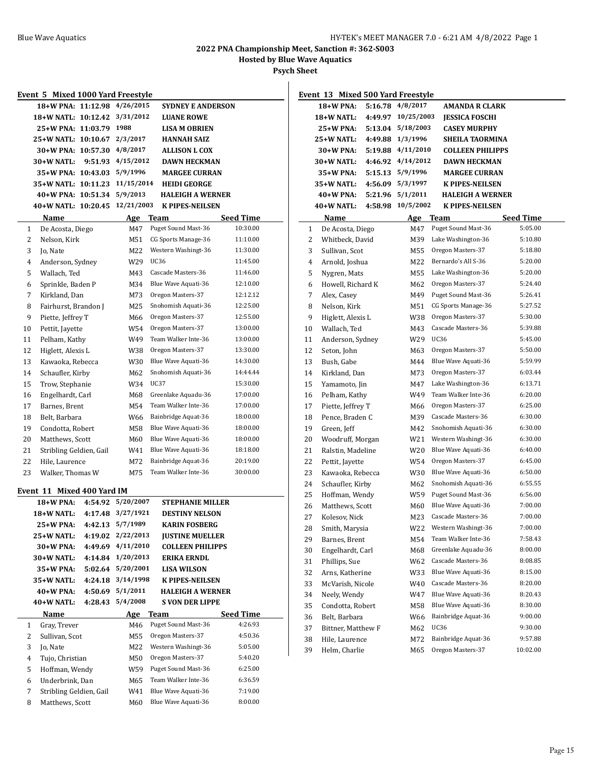## 2022 PNA Championship Meet, Sanction #: 362-S003

### Hosted by Blue Wave Aquatics

### Psych Sheet

### Event 5 Mixed 1000 Yard Freestyle

| Record | Time | Date | Name |
|---|---|---|---|
| 18+W PNA: | 11:12.98 | 4/26/2015 | SYDNEY E ANDERSON |
| 18+W NATL: | 10:12.42 | 3/31/2012 | LUANE ROWE |
| 25+W PNA: | 11:03.79 | 1988 | LISA M OBRIEN |
| 25+W NATL: | 10:10.67 | 2/3/2017 | HANNAH SAIZ |
| 30+W PNA: | 10:57.30 | 4/8/2017 | ALLISON L COX |
| 30+W NATL: | 9:51.93 | 4/15/2012 | DAWN HECKMAN |
| 35+W PNA: | 10:43.03 | 5/9/1996 | MARGEE CURRAN |
| 35+W NATL: | 10:11.23 | 11/15/2014 | HEIDI GEORGE |
| 40+W PNA: | 10:51.34 | 5/9/2013 | HALEIGH A WERNER |
| 40+W NATL: | 10:20.45 | 12/21/2003 | K PIPES-NEILSEN |

| | Name | Age | Team | Seed Time |
|---|---|---|---|---|
| 1 | De Acosta, Diego | M47 | Puget Sound Mast-36 | 10:30.00 |
| 2 | Nelson, Kirk | M51 | CG Sports Manage-36 | 11:10.00 |
| 3 | Jo, Nate | M22 | Western Washingt-36 | 11:30.00 |
| 4 | Anderson, Sydney | W29 | UC36 | 11:45.00 |
| 5 | Wallach, Ted | M43 | Cascade Masters-36 | 11:46.00 |
| 6 | Sprinkle, Baden P | M34 | Blue Wave Aquati-36 | 12:10.00 |
| 7 | Kirkland, Dan | M73 | Oregon Masters-37 | 12:12.12 |
| 8 | Fairhurst, Brandon J | M25 | Snohomish Aquati-36 | 12:25.00 |
| 9 | Piette, Jeffrey T | M66 | Oregon Masters-37 | 12:55.00 |
| 10 | Pettit, Jayette | W54 | Oregon Masters-37 | 13:00.00 |
| 11 | Pelham, Kathy | W49 | Team Walker Inte-36 | 13:00.00 |
| 12 | Higlett, Alexis L | W38 | Oregon Masters-37 | 13:30.00 |
| 13 | Kawaoka, Rebecca | W30 | Blue Wave Aquati-36 | 14:30.00 |
| 14 | Schaufler, Kirby | M62 | Snohomish Aquati-36 | 14:44.44 |
| 15 | Trow, Stephanie | W34 | UC37 | 15:30.00 |
| 16 | Engelhardt, Carl | M68 | Greenlake Aquadu-36 | 17:00.00 |
| 17 | Barnes, Brent | M54 | Team Walker Inte-36 | 17:00.00 |
| 18 | Belt, Barbara | W66 | Bainbridge Aquat-36 | 18:00.00 |
| 19 | Condotta, Robert | M58 | Blue Wave Aquati-36 | 18:00.00 |
| 20 | Matthews, Scott | M60 | Blue Wave Aquati-36 | 18:00.00 |
| 21 | Stribling Geldien, Gail | W41 | Blue Wave Aquati-36 | 18:18.00 |
| 22 | Hile, Laurence | M72 | Bainbridge Aquat-36 | 20:19.00 |
| 23 | Walker, Thomas W | M75 | Team Walker Inte-36 | 30:00.00 |

### Event 11 Mixed 400 Yard IM

| Record | Time | Date | Name |
|---|---|---|---|
| 18+W PNA: | 4:54.92 | 5/20/2007 | STEPHANIE MILLER |
| 18+W NATL: | 4:17.48 | 3/27/1921 | DESTINY NELSON |
| 25+W PNA: | 4:42.13 | 5/7/1989 | KARIN FOSBERG |
| 25+W NATL: | 4:19.02 | 2/22/2013 | JUSTINE MUELLER |
| 30+W PNA: | 4:49.69 | 4/11/2010 | COLLEEN PHILIPPS |
| 30+W NATL: | 4:14.84 | 1/20/2013 | ERIKA ERNDL |
| 35+W PNA: | 5:02.64 | 5/20/2001 | LISA WILSON |
| 35+W NATL: | 4:24.18 | 3/14/1998 | K PIPES-NEILSEN |
| 40+W PNA: | 4:50.69 | 5/1/2011 | HALEIGH A WERNER |
| 40+W NATL: | 4:28.43 | 5/4/2008 | S VON DER LIPPE |

| | Name | Age | Team | Seed Time |
|---|---|---|---|---|
| 1 | Gray, Trever | M46 | Puget Sound Mast-36 | 4:26.93 |
| 2 | Sullivan, Scot | M55 | Oregon Masters-37 | 4:50.36 |
| 3 | Jo, Nate | M22 | Western Washingt-36 | 5:05.00 |
| 4 | Tujo, Christian | M50 | Oregon Masters-37 | 5:40.20 |
| 5 | Hoffman, Wendy | W59 | Puget Sound Mast-36 | 6:25.00 |
| 6 | Underbrink, Dan | M65 | Team Walker Inte-36 | 6:36.59 |
| 7 | Stribling Geldien, Gail | W41 | Blue Wave Aquati-36 | 7:19.00 |
| 8 | Matthews, Scott | M60 | Blue Wave Aquati-36 | 8:00.00 |

### Event 13 Mixed 500 Yard Freestyle

| Record | Time | Date | Name |
|---|---|---|---|
| 18+W PNA: | 5:16.78 | 4/8/2017 | AMANDA R CLARK |
| 18+W NATL: | 4:49.97 | 10/25/2003 | JESSICA FOSCHI |
| 25+W PNA: | 5:13.04 | 5/18/2003 | CASEY MURPHY |
| 25+W NATL: | 4:49.88 | 1/3/1996 | SHEILA TAORMINA |
| 30+W PNA: | 5:19.88 | 4/11/2010 | COLLEEN PHILIPPS |
| 30+W NATL: | 4:46.92 | 4/14/2012 | DAWN HECKMAN |
| 35+W PNA: | 5:15.13 | 5/9/1996 | MARGEE CURRAN |
| 35+W NATL: | 4:56.09 | 5/3/1997 | K PIPES-NEILSEN |
| 40+W PNA: | 5:21.96 | 5/1/2011 | HALEIGH A WERNER |
| 40+W NATL: | 4:58.98 | 10/5/2002 | K PIPES-NEILSEN |

| | Name | Age | Team | Seed Time |
|---|---|---|---|---|
| 1 | De Acosta, Diego | M47 | Puget Sound Mast-36 | 5:05.00 |
| 2 | Whitbeck, David | M39 | Lake Washington-36 | 5:10.80 |
| 3 | Sullivan, Scot | M55 | Oregon Masters-37 | 5:18.80 |
| 4 | Arnold, Joshua | M22 | Bernardo's All S-36 | 5:20.00 |
| 5 | Nygren, Mats | M55 | Lake Washington-36 | 5:20.00 |
| 6 | Howell, Richard K | M62 | Oregon Masters-37 | 5:24.40 |
| 7 | Alex, Casey | M49 | Puget Sound Mast-36 | 5:26.41 |
| 8 | Nelson, Kirk | M51 | CG Sports Manage-36 | 5:27.52 |
| 9 | Higlett, Alexis L | W38 | Oregon Masters-37 | 5:30.00 |
| 10 | Wallach, Ted | M43 | Cascade Masters-36 | 5:39.88 |
| 11 | Anderson, Sydney | W29 | UC36 | 5:45.00 |
| 12 | Seton, John | M63 | Oregon Masters-37 | 5:50.00 |
| 13 | Bush, Gabe | M44 | Blue Wave Aquati-36 | 5:59.99 |
| 14 | Kirkland, Dan | M73 | Oregon Masters-37 | 6:03.44 |
| 15 | Yamamoto, Jin | M47 | Lake Washington-36 | 6:13.71 |
| 16 | Pelham, Kathy | W49 | Team Walker Inte-36 | 6:20.00 |
| 17 | Piette, Jeffrey T | M66 | Oregon Masters-37 | 6:25.00 |
| 18 | Pence, Braden C | M39 | Cascade Masters-36 | 6:30.00 |
| 19 | Green, Jeff | M42 | Snohomish Aquati-36 | 6:30.00 |
| 20 | Woodruff, Morgan | W21 | Western Washingt-36 | 6:30.00 |
| 21 | Ralstin, Madeline | W20 | Blue Wave Aquati-36 | 6:40.00 |
| 22 | Pettit, Jayette | W54 | Oregon Masters-37 | 6:45.00 |
| 23 | Kawaoka, Rebecca | W30 | Blue Wave Aquati-36 | 6:50.00 |
| 24 | Schaufler, Kirby | M62 | Snohomish Aquati-36 | 6:55.55 |
| 25 | Hoffman, Wendy | W59 | Puget Sound Mast-36 | 6:56.00 |
| 26 | Matthews, Scott | M60 | Blue Wave Aquati-36 | 7:00.00 |
| 27 | Kolesov, Nick | M23 | Cascade Masters-36 | 7:00.00 |
| 28 | Smith, Marysia | W22 | Western Washingt-36 | 7:00.00 |
| 29 | Barnes, Brent | M54 | Team Walker Inte-36 | 7:58.43 |
| 30 | Engelhardt, Carl | M68 | Greenlake Aquadu-36 | 8:00.00 |
| 31 | Phillips, Sue | W62 | Cascade Masters-36 | 8:08.85 |
| 32 | Arns, Katherine | W33 | Blue Wave Aquati-36 | 8:15.00 |
| 33 | McVarish, Nicole | W40 | Cascade Masters-36 | 8:20.00 |
| 34 | Neely, Wendy | W47 | Blue Wave Aquati-36 | 8:20.43 |
| 35 | Condotta, Robert | M58 | Blue Wave Aquati-36 | 8:30.00 |
| 36 | Belt, Barbara | W66 | Bainbridge Aquat-36 | 9:00.00 |
| 37 | Bittner, Matthew F | M62 | UC36 | 9:30.00 |
| 38 | Hile, Laurence | M72 | Bainbridge Aquat-36 | 9:57.88 |
| 39 | Helm, Charlie | M65 | Oregon Masters-37 | 10:02.00 |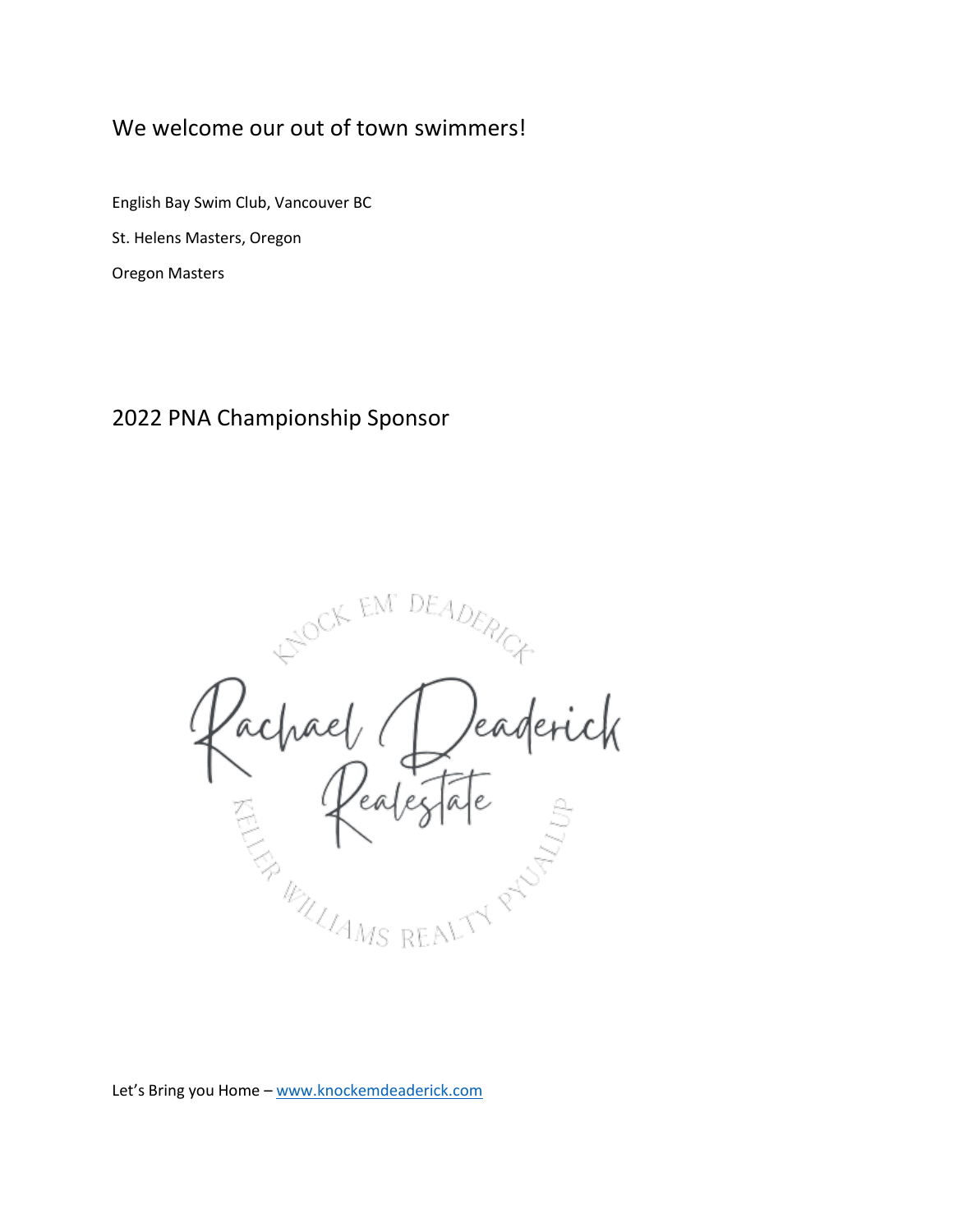## We welcome our out of town swimmers!

English Bay Swim Club, Vancouver BC

St. Helens Masters, Oregon

Oregon Masters

## 2022 PNA Championship Sponsor

KNOCK EM' DEADERICK

Rachael Deaderick

Realestate

KELLER WILLIAMS REALTY PUYALLUP

Let's Bring you Home – www.knockemdeaderick.com